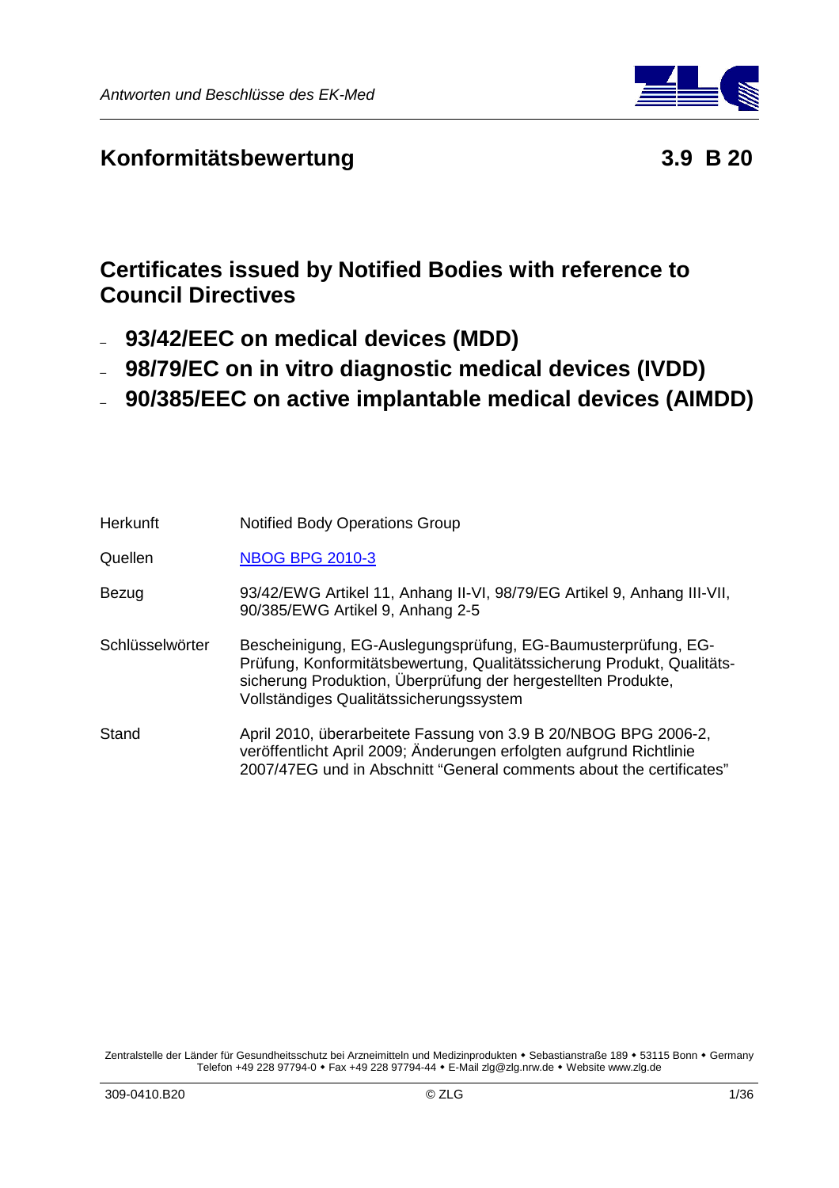## Konformitätsbewertung 3.9 B 20

# Certificates issued by Notified Bodies with reference to Council Directives

- **93/42/EEC on medical devices (MDD)**
- **98/79/EC on in vitro diagnostic medical devices (IVDD)**
- **90/385/EEC on active implantable medical devices (AIMDD)**

| | |
|---|---|
| Herkunft | Notified Body Operations Group |
| Quellen | NBOG BPG 2010-3 |
| Bezug | 93/42/EWG Artikel 11, Anhang II-VI, 98/79/EG Artikel 9, Anhang III-VII, 90/385/EWG Artikel 9, Anhang 2-5 |
| Schlüsselwörter | Bescheinigung, EG-Auslegungsprüfung, EG-Baumusterprüfung, EG-Prüfung, Konformitätsbewertung, Qualitätssicherung Produkt, Qualitätssicherung Produktion, Überprüfung der hergestellten Produkte, Vollständiges Qualitätssicherungssystem |
| Stand | April 2010, überarbeitete Fassung von 3.9 B 20/NBOG BPG 2006-2, veröffentlicht April 2009; Änderungen erfolgten aufgrund Richtlinie 2007/47EG und in Abschnitt "General comments about the certificates" |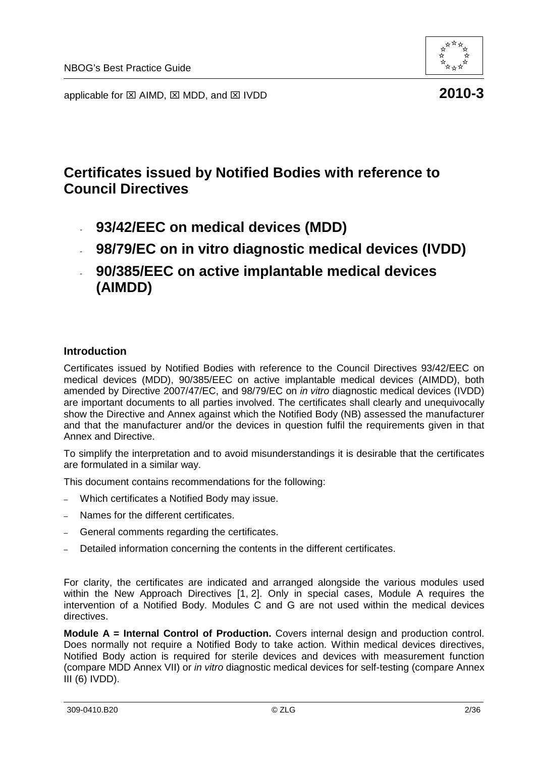applicable for ☒ AIMD, ☒ MDD, and ☒ IVDD **2010-3**

# Certificates issued by Notified Bodies with reference to Council Directives

- **93/42/EEC on medical devices (MDD)**
- **98/79/EC on in vitro diagnostic medical devices (IVDD)**
- **90/385/EEC on active implantable medical devices (AIMDD)**

### Introduction

Certificates issued by Notified Bodies with reference to the Council Directives 93/42/EEC on medical devices (MDD), 90/385/EEC on active implantable medical devices (AIMDD), both amended by Directive 2007/47/EC, and 98/79/EC on *in vitro* diagnostic medical devices (IVDD) are important documents to all parties involved. The certificates shall clearly and unequivocally show the Directive and Annex against which the Notified Body (NB) assessed the manufacturer and that the manufacturer and/or the devices in question fulfil the requirements given in that Annex and Directive.

To simplify the interpretation and to avoid misunderstandings it is desirable that the certificates are formulated in a similar way.

This document contains recommendations for the following:

- Which certificates a Notified Body may issue.
- Names for the different certificates.
- General comments regarding the certificates.
- Detailed information concerning the contents in the different certificates.

For clarity, the certificates are indicated and arranged alongside the various modules used within the New Approach Directives [1, 2]. Only in special cases, Module A requires the intervention of a Notified Body. Modules C and G are not used within the medical devices directives.

**Module A = Internal Control of Production.** Covers internal design and production control. Does normally not require a Notified Body to take action. Within medical devices directives, Notified Body action is required for sterile devices and devices with measurement function (compare MDD Annex VII) or *in vitro* diagnostic medical devices for self-testing (compare Annex III (6) IVDD).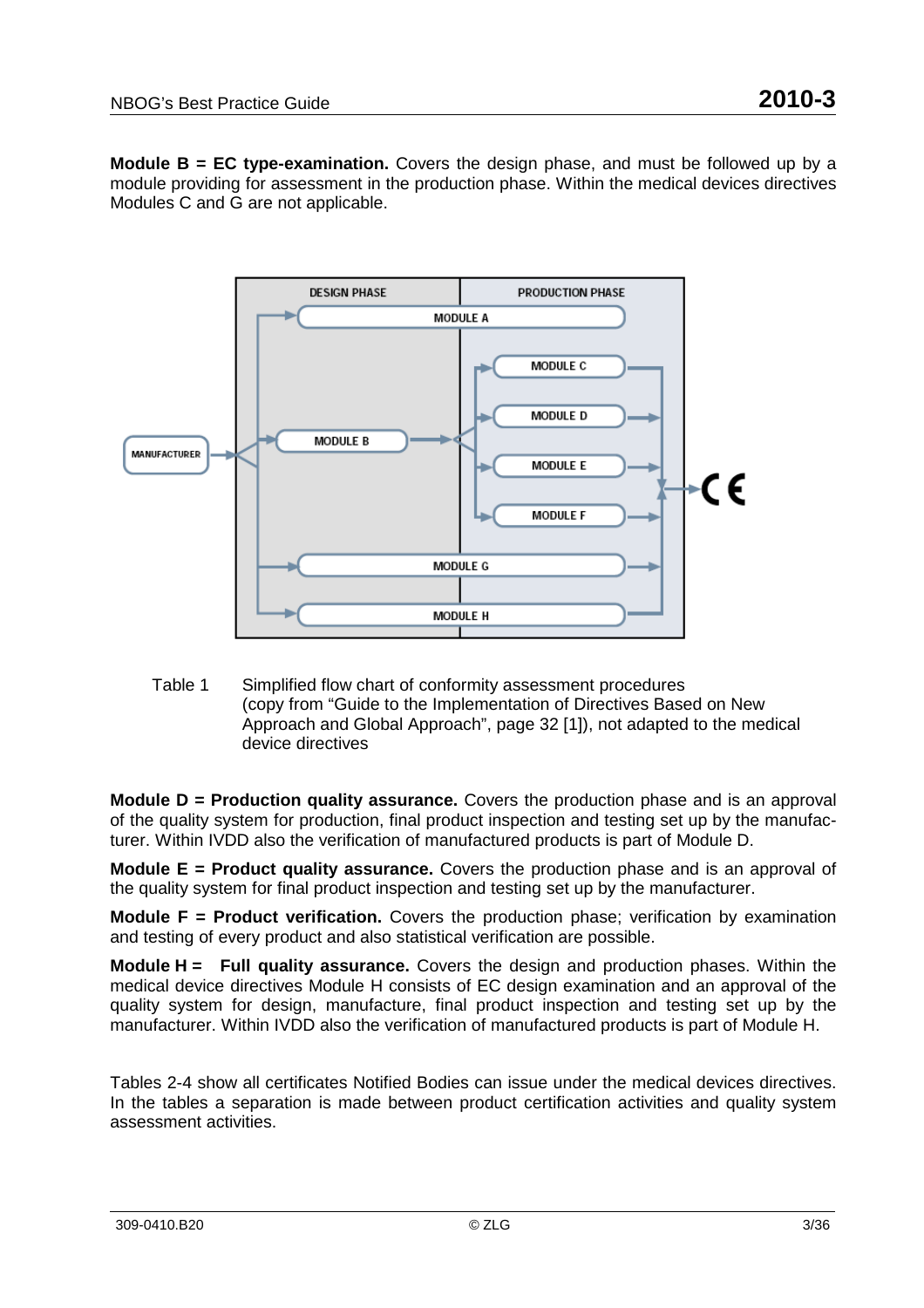**Module B = EC type-examination.** Covers the design phase, and must be followed up by a module providing for assessment in the production phase. Within the medical devices directives Modules C and G are not applicable.

Table 1 Simplified flow chart of conformity assessment procedures (copy from "Guide to the Implementation of Directives Based on New Approach and Global Approach", page 32 [1]), not adapted to the medical device directives

**Module D = Production quality assurance.** Covers the production phase and is an approval of the quality system for production, final product inspection and testing set up by the manufacturer. Within IVDD also the verification of manufactured products is part of Module D.

**Module E = Product quality assurance.** Covers the production phase and is an approval of the quality system for final product inspection and testing set up by the manufacturer.

**Module F = Product verification.** Covers the production phase; verification by examination and testing of every product and also statistical verification are possible.

**Module H = Full quality assurance.** Covers the design and production phases. Within the medical device directives Module H consists of EC design examination and an approval of the quality system for design, manufacture, final product inspection and testing set up by the manufacturer. Within IVDD also the verification of manufactured products is part of Module H.

Tables 2-4 show all certificates Notified Bodies can issue under the medical devices directives. In the tables a separation is made between product certification activities and quality system assessment activities.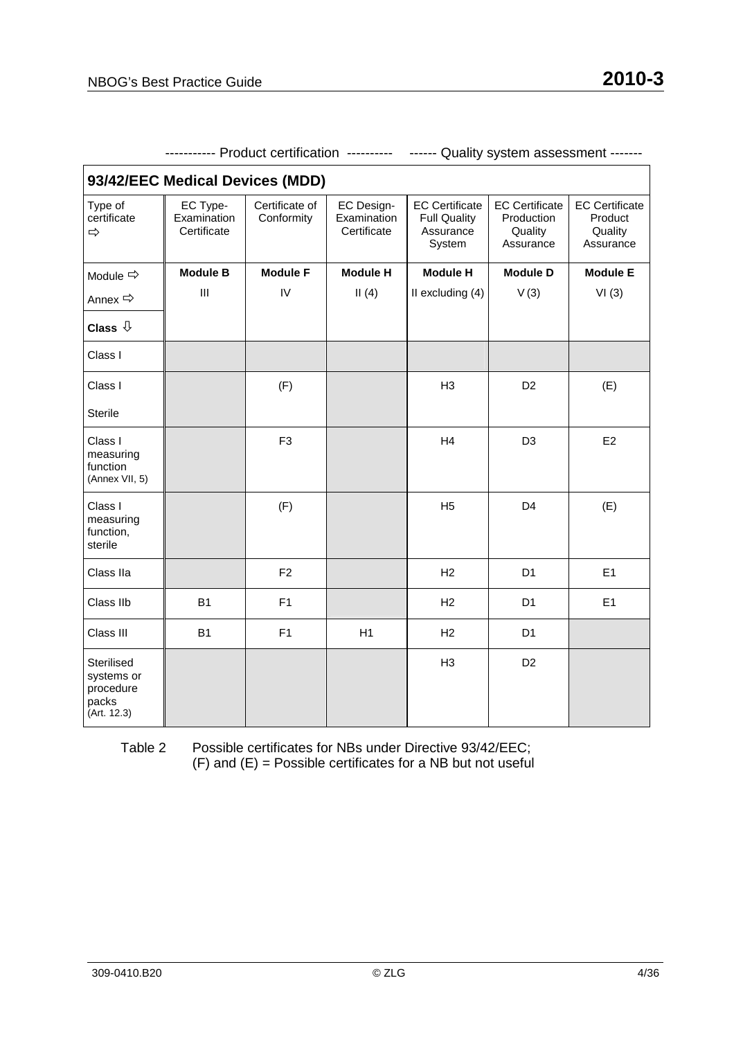----------- Product certification ---------- ------ Quality system assessment -------

| 93/42/EEC Medical Devices (MDD) | | | | | | |
|---|---|---|---|---|---|---|
| Type of certificate ⇨ | EC Type-Examination Certificate | Certificate of Conformity | EC Design-Examination Certificate | EC Certificate Full Quality Assurance System | EC Certificate Production Quality Assurance | EC Certificate Product Quality Assurance |
| Module ⇨ | **Module B** | **Module F** | **Module H** | **Module H** | **Module D** | **Module E** |
| Annex ⇨ | III | IV | II (4) | II excluding (4) | V (3) | VI (3) |
| **Class** ⇩ | | | | | | |
| Class I | | | | | | |
| Class I Sterile | | (F) | | H3 | D2 | (E) |
| Class I measuring function (Annex VII, 5) | | F3 | | H4 | D3 | E2 |
| Class I measuring function, sterile | | (F) | | H5 | D4 | (E) |
| Class IIa | | F2 | | H2 | D1 | E1 |
| Class IIb | B1 | F1 | | H2 | D1 | E1 |
| Class III | B1 | F1 | H1 | H2 | D1 | |
| Sterilised systems or procedure packs (Art. 12.3) | | | | H3 | D2 | |

Table 2 Possible certificates for NBs under Directive 93/42/EEC;
(F) and (E) = Possible certificates for a NB but not useful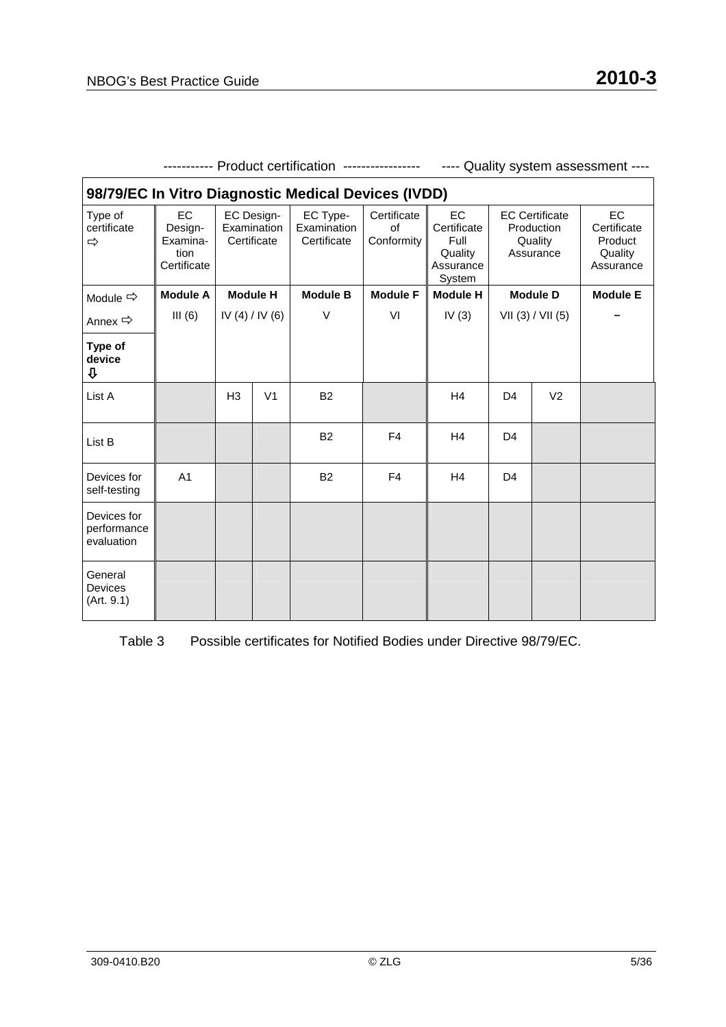----------- Product certification ----------------- ---- Quality system assessment ----

| 98/79/EC In Vitro Diagnostic Medical Devices (IVDD) | | | | | | | | | |
|---|---|---|---|---|---|---|---|---|---|
| Type of certificate ⇨ | EC Design-Examination Certificate | EC Design-Examination Certificate | | EC Type-Examination Certificate | Certificate of Conformity | EC Certificate Full Quality Assurance System | EC Certificate Production Quality Assurance | | EC Certificate Product Quality Assurance |
| Module ⇨ | **Module A** | **Module H** | | **Module B** | **Module F** | **Module H** | **Module D** | | **Module E** |
| Annex ⇨ | III (6) | IV (4) / IV (6) | | V | VI | IV (3) | VII (3) / VII (5) | | – |
| **Type of device ⇩** | | | | | | | | | |
| List A | | H3 | V1 | B2 | | H4 | D4 | V2 | |
| List B | | | | B2 | F4 | H4 | D4 | | |
| Devices for self-testing | A1 | | | B2 | F4 | H4 | D4 | | |
| Devices for performance evaluation | | | | | | | | | |
| General Devices (Art. 9.1) | | | | | | | | | |

Table 3 Possible certificates for Notified Bodies under Directive 98/79/EC.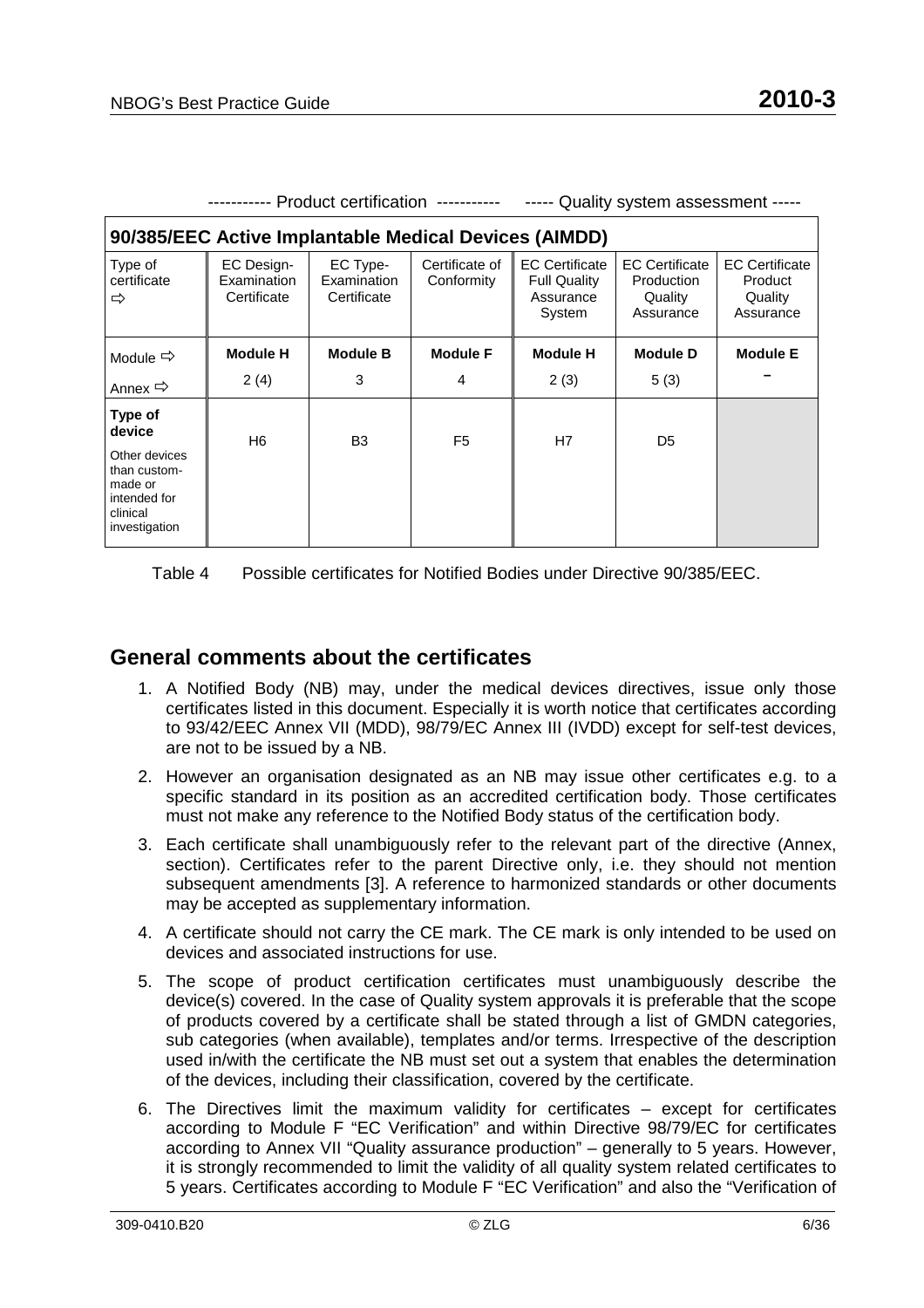----------- Product certification ----------- ----- Quality system assessment -----

| 90/385/EEC Active Implantable Medical Devices (AIMDD) | | | | | | |
|---|---|---|---|---|---|---|
| Type of certificate ⇨ | EC Design-Examination Certificate | EC Type-Examination Certificate | Certificate of Conformity | EC Certificate Full Quality Assurance System | EC Certificate Production Quality Assurance | EC Certificate Product Quality Assurance |
| Module ⇨ | **Module H** | **Module B** | **Module F** | **Module H** | **Module D** | **Module E** |
| Annex ⇨ | 2 (4) | 3 | 4 | 2 (3) | 5 (3) | – |
| **Type of device** Other devices than custom-made or intended for clinical investigation | H6 | B3 | F5 | H7 | D5 | |

Table 4 Possible certificates for Notified Bodies under Directive 90/385/EEC.

## General comments about the certificates

1. A Notified Body (NB) may, under the medical devices directives, issue only those certificates listed in this document. Especially it is worth notice that certificates according to 93/42/EEC Annex VII (MDD), 98/79/EC Annex III (IVDD) except for self-test devices, are not to be issued by a NB.
2. However an organisation designated as an NB may issue other certificates e.g. to a specific standard in its position as an accredited certification body. Those certificates must not make any reference to the Notified Body status of the certification body.
3. Each certificate shall unambiguously refer to the relevant part of the directive (Annex, section). Certificates refer to the parent Directive only, i.e. they should not mention subsequent amendments [3]. A reference to harmonized standards or other documents may be accepted as supplementary information.
4. A certificate should not carry the CE mark. The CE mark is only intended to be used on devices and associated instructions for use.
5. The scope of product certification certificates must unambiguously describe the device(s) covered. In the case of Quality system approvals it is preferable that the scope of products covered by a certificate shall be stated through a list of GMDN categories, sub categories (when available), templates and/or terms. Irrespective of the description used in/with the certificate the NB must set out a system that enables the determination of the devices, including their classification, covered by the certificate.
6. The Directives limit the maximum validity for certificates – except for certificates according to Module F "EC Verification" and within Directive 98/79/EC for certificates according to Annex VII "Quality assurance production" – generally to 5 years. However, it is strongly recommended to limit the validity of all quality system related certificates to 5 years. Certificates according to Module F "EC Verification" and also the "Verification of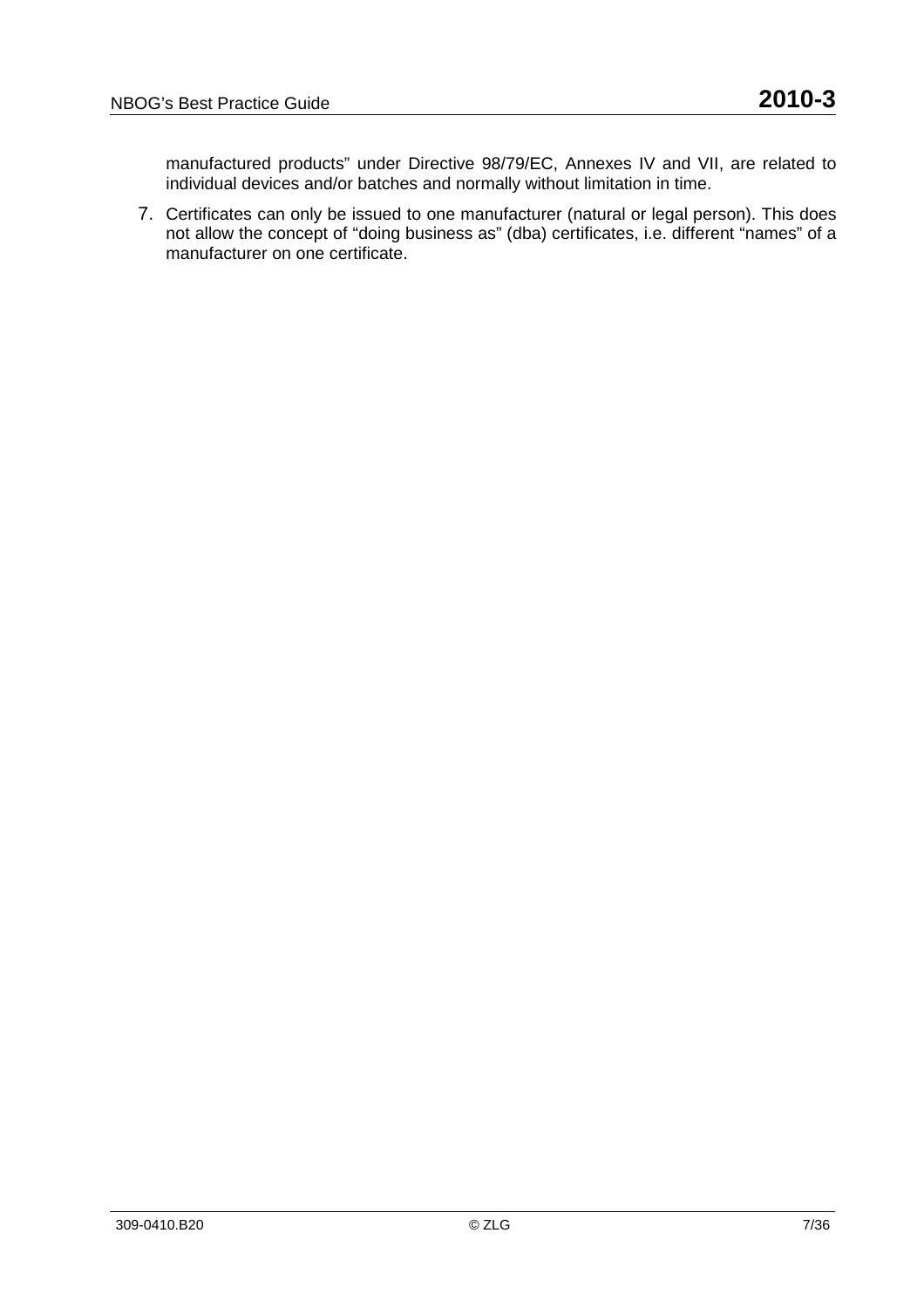manufactured products" under Directive 98/79/EC, Annexes IV and VII, are related to individual devices and/or batches and normally without limitation in time.

7. Certificates can only be issued to one manufacturer (natural or legal person). This does not allow the concept of "doing business as" (dba) certificates, i.e. different "names" of a manufacturer on one certificate.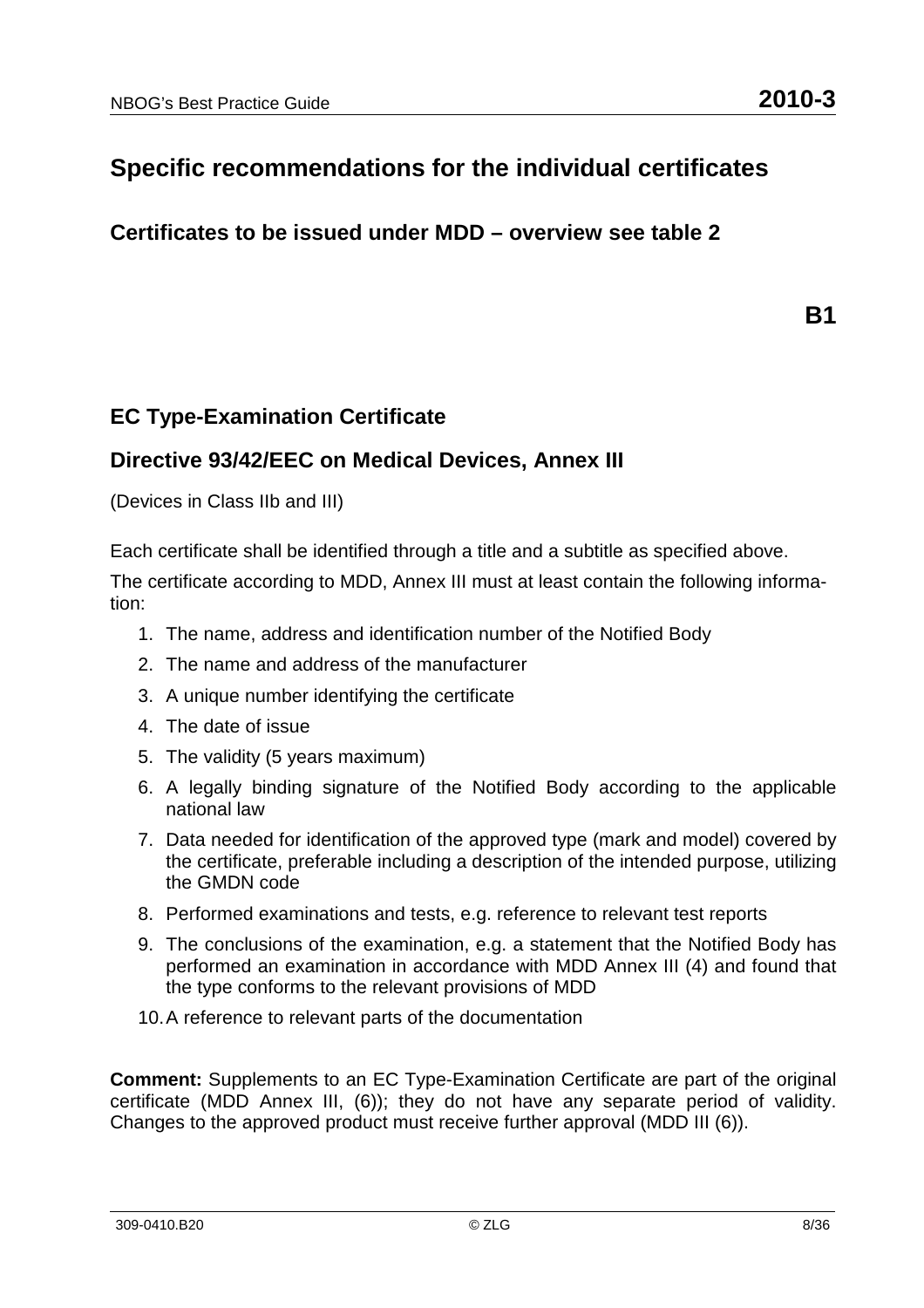# Specific recommendations for the individual certificates

## Certificates to be issued under MDD – overview see table 2

**B1**

## EC Type-Examination Certificate

## Directive 93/42/EEC on Medical Devices, Annex III

(Devices in Class IIb and III)

Each certificate shall be identified through a title and a subtitle as specified above.

The certificate according to MDD, Annex III must at least contain the following information:

1. The name, address and identification number of the Notified Body
2. The name and address of the manufacturer
3. A unique number identifying the certificate
4. The date of issue
5. The validity (5 years maximum)
6. A legally binding signature of the Notified Body according to the applicable national law
7. Data needed for identification of the approved type (mark and model) covered by the certificate, preferable including a description of the intended purpose, utilizing the GMDN code
8. Performed examinations and tests, e.g. reference to relevant test reports
9. The conclusions of the examination, e.g. a statement that the Notified Body has performed an examination in accordance with MDD Annex III (4) and found that the type conforms to the relevant provisions of MDD
10. A reference to relevant parts of the documentation

**Comment:** Supplements to an EC Type-Examination Certificate are part of the original certificate (MDD Annex III, (6)); they do not have any separate period of validity. Changes to the approved product must receive further approval (MDD III (6)).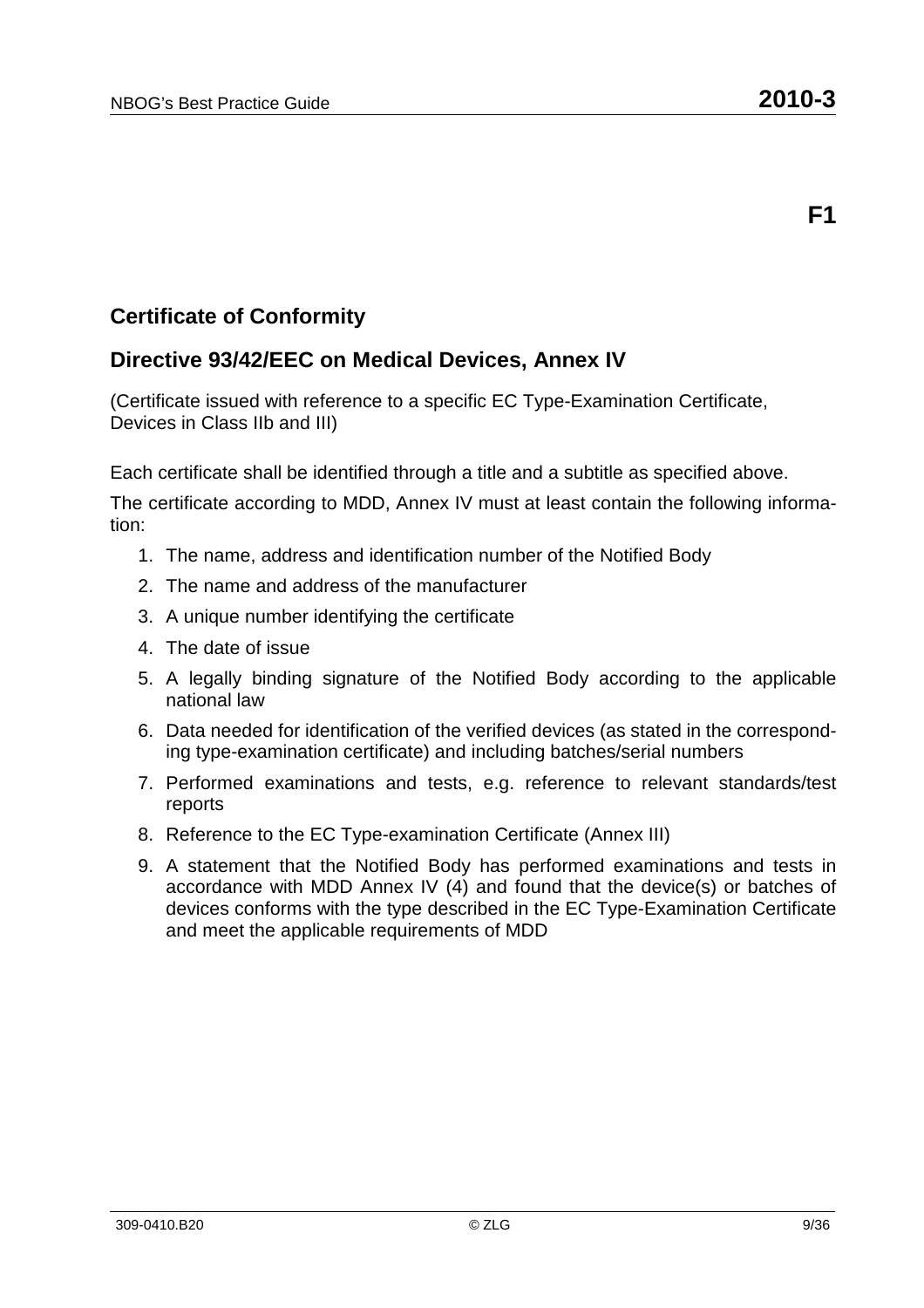**F1**

## Certificate of Conformity

## Directive 93/42/EEC on Medical Devices, Annex IV

(Certificate issued with reference to a specific EC Type-Examination Certificate, Devices in Class IIb and III)

Each certificate shall be identified through a title and a subtitle as specified above.

The certificate according to MDD, Annex IV must at least contain the following information:

1. The name, address and identification number of the Notified Body
2. The name and address of the manufacturer
3. A unique number identifying the certificate
4. The date of issue
5. A legally binding signature of the Notified Body according to the applicable national law
6. Data needed for identification of the verified devices (as stated in the corresponding type-examination certificate) and including batches/serial numbers
7. Performed examinations and tests, e.g. reference to relevant standards/test reports
8. Reference to the EC Type-examination Certificate (Annex III)
9. A statement that the Notified Body has performed examinations and tests in accordance with MDD Annex IV (4) and found that the device(s) or batches of devices conforms with the type described in the EC Type-Examination Certificate and meet the applicable requirements of MDD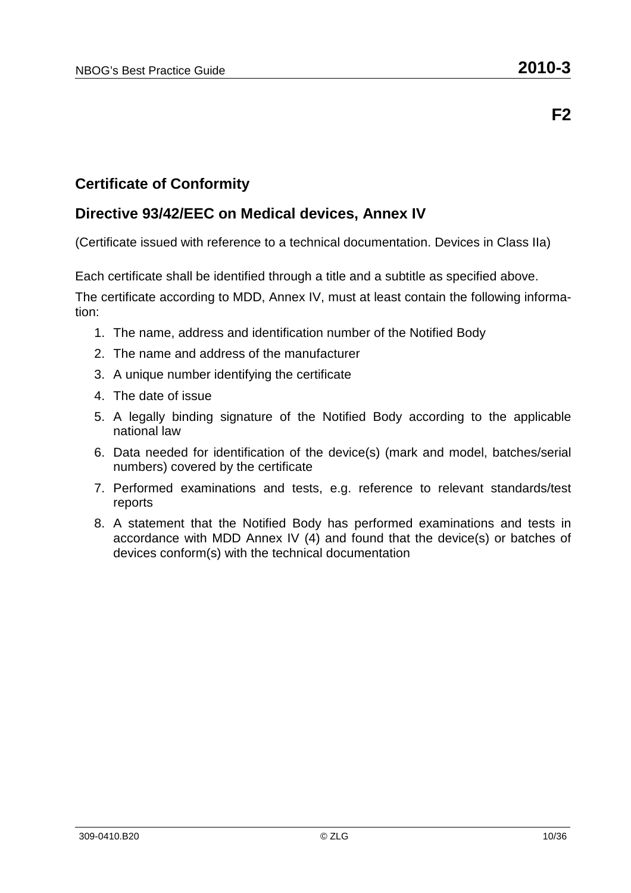**F2**

## Certificate of Conformity

## Directive 93/42/EEC on Medical devices, Annex IV

(Certificate issued with reference to a technical documentation. Devices in Class IIa)

Each certificate shall be identified through a title and a subtitle as specified above.

The certificate according to MDD, Annex IV, must at least contain the following information:

1. The name, address and identification number of the Notified Body
2. The name and address of the manufacturer
3. A unique number identifying the certificate
4. The date of issue
5. A legally binding signature of the Notified Body according to the applicable national law
6. Data needed for identification of the device(s) (mark and model, batches/serial numbers) covered by the certificate
7. Performed examinations and tests, e.g. reference to relevant standards/test reports
8. A statement that the Notified Body has performed examinations and tests in accordance with MDD Annex IV (4) and found that the device(s) or batches of devices conform(s) with the technical documentation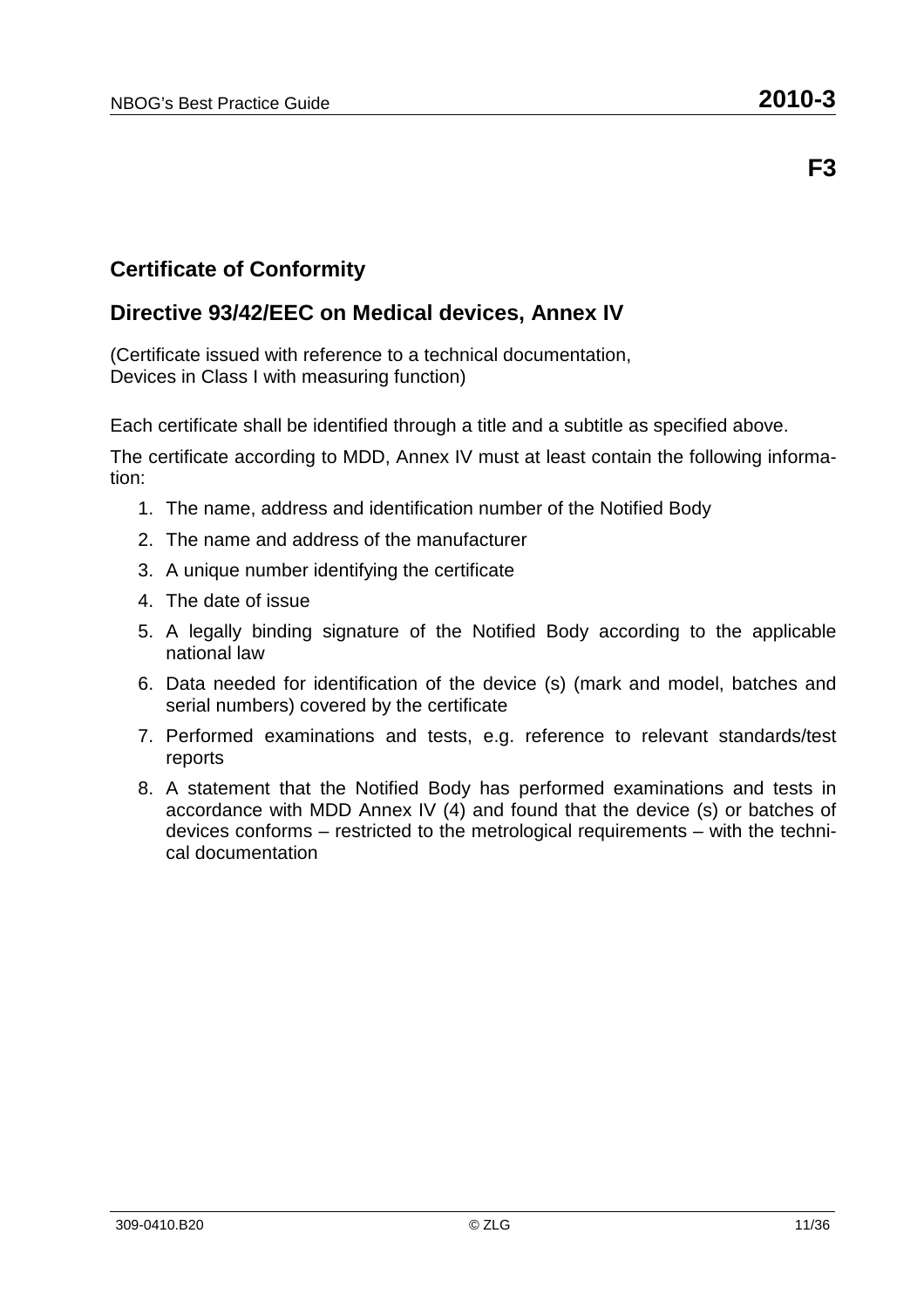**F3**

## Certificate of Conformity

## Directive 93/42/EEC on Medical devices, Annex IV

(Certificate issued with reference to a technical documentation,
Devices in Class I with measuring function)

Each certificate shall be identified through a title and a subtitle as specified above.

The certificate according to MDD, Annex IV must at least contain the following information:

1. The name, address and identification number of the Notified Body
2. The name and address of the manufacturer
3. A unique number identifying the certificate
4. The date of issue
5. A legally binding signature of the Notified Body according to the applicable national law
6. Data needed for identification of the device (s) (mark and model, batches and serial numbers) covered by the certificate
7. Performed examinations and tests, e.g. reference to relevant standards/test reports
8. A statement that the Notified Body has performed examinations and tests in accordance with MDD Annex IV (4) and found that the device (s) or batches of devices conforms – restricted to the metrological requirements – with the technical documentation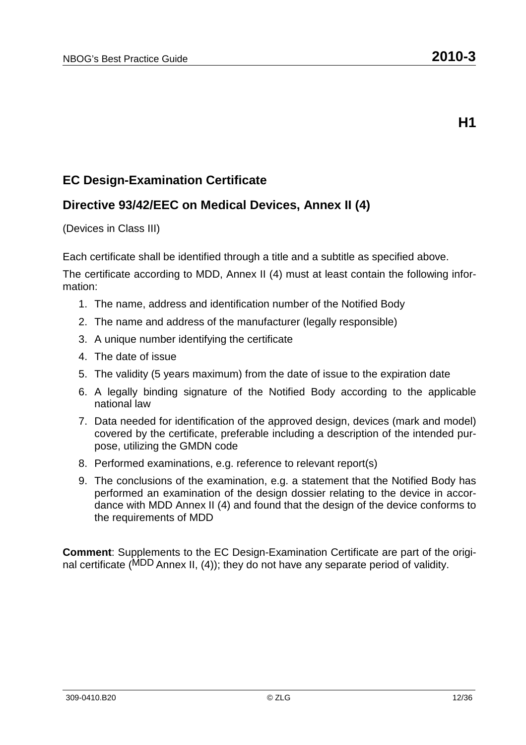**H1**

## EC Design-Examination Certificate

## Directive 93/42/EEC on Medical Devices, Annex II (4)

(Devices in Class III)

Each certificate shall be identified through a title and a subtitle as specified above.

The certificate according to MDD, Annex II (4) must at least contain the following information:

1. The name, address and identification number of the Notified Body
2. The name and address of the manufacturer (legally responsible)
3. A unique number identifying the certificate
4. The date of issue
5. The validity (5 years maximum) from the date of issue to the expiration date
6. A legally binding signature of the Notified Body according to the applicable national law
7. Data needed for identification of the approved design, devices (mark and model) covered by the certificate, preferable including a description of the intended purpose, utilizing the GMDN code
8. Performed examinations, e.g. reference to relevant report(s)
9. The conclusions of the examination, e.g. a statement that the Notified Body has performed an examination of the design dossier relating to the device in accordance with MDD Annex II (4) and found that the design of the device conforms to the requirements of MDD

**Comment**: Supplements to the EC Design-Examination Certificate are part of the original certificate (MDD Annex II, (4)); they do not have any separate period of validity.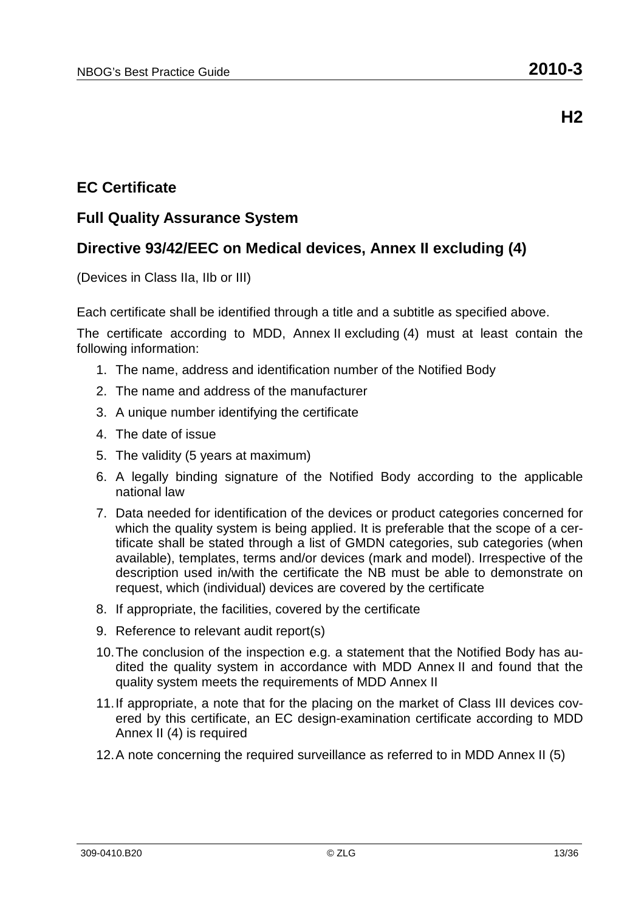**H2**

## EC Certificate

## Full Quality Assurance System

## Directive 93/42/EEC on Medical devices, Annex II excluding (4)

(Devices in Class IIa, IIb or III)

Each certificate shall be identified through a title and a subtitle as specified above.

The certificate according to MDD, Annex II excluding (4) must at least contain the following information:

1. The name, address and identification number of the Notified Body
2. The name and address of the manufacturer
3. A unique number identifying the certificate
4. The date of issue
5. The validity (5 years at maximum)
6. A legally binding signature of the Notified Body according to the applicable national law
7. Data needed for identification of the devices or product categories concerned for which the quality system is being applied. It is preferable that the scope of a certificate shall be stated through a list of GMDN categories, sub categories (when available), templates, terms and/or devices (mark and model). Irrespective of the description used in/with the certificate the NB must be able to demonstrate on request, which (individual) devices are covered by the certificate
8. If appropriate, the facilities, covered by the certificate
9. Reference to relevant audit report(s)
10. The conclusion of the inspection e.g. a statement that the Notified Body has audited the quality system in accordance with MDD Annex II and found that the quality system meets the requirements of MDD Annex II
11. If appropriate, a note that for the placing on the market of Class III devices covered by this certificate, an EC design-examination certificate according to MDD Annex II (4) is required
12. A note concerning the required surveillance as referred to in MDD Annex II (5)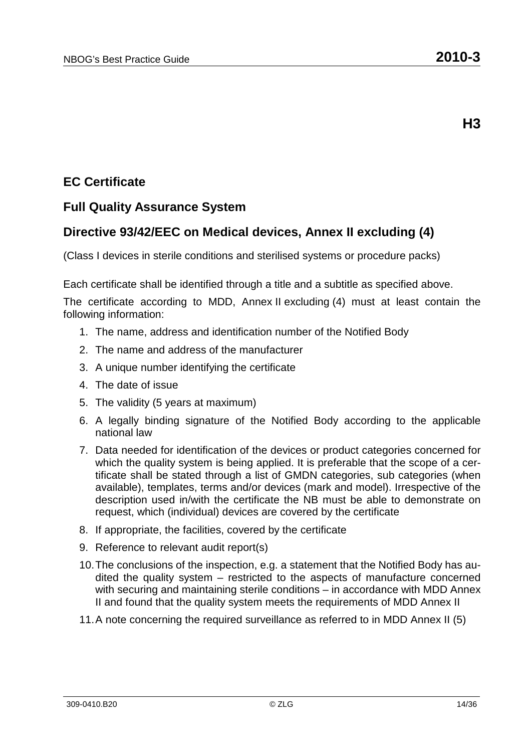**H3**

## EC Certificate

## Full Quality Assurance System

## Directive 93/42/EEC on Medical devices, Annex II excluding (4)

(Class I devices in sterile conditions and sterilised systems or procedure packs)

Each certificate shall be identified through a title and a subtitle as specified above.

The certificate according to MDD, Annex II excluding (4) must at least contain the following information:

1. The name, address and identification number of the Notified Body
2. The name and address of the manufacturer
3. A unique number identifying the certificate
4. The date of issue
5. The validity (5 years at maximum)
6. A legally binding signature of the Notified Body according to the applicable national law
7. Data needed for identification of the devices or product categories concerned for which the quality system is being applied. It is preferable that the scope of a certificate shall be stated through a list of GMDN categories, sub categories (when available), templates, terms and/or devices (mark and model). Irrespective of the description used in/with the certificate the NB must be able to demonstrate on request, which (individual) devices are covered by the certificate
8. If appropriate, the facilities, covered by the certificate
9. Reference to relevant audit report(s)
10. The conclusions of the inspection, e.g. a statement that the Notified Body has audited the quality system – restricted to the aspects of manufacture concerned with securing and maintaining sterile conditions – in accordance with MDD Annex II and found that the quality system meets the requirements of MDD Annex II
11. A note concerning the required surveillance as referred to in MDD Annex II (5)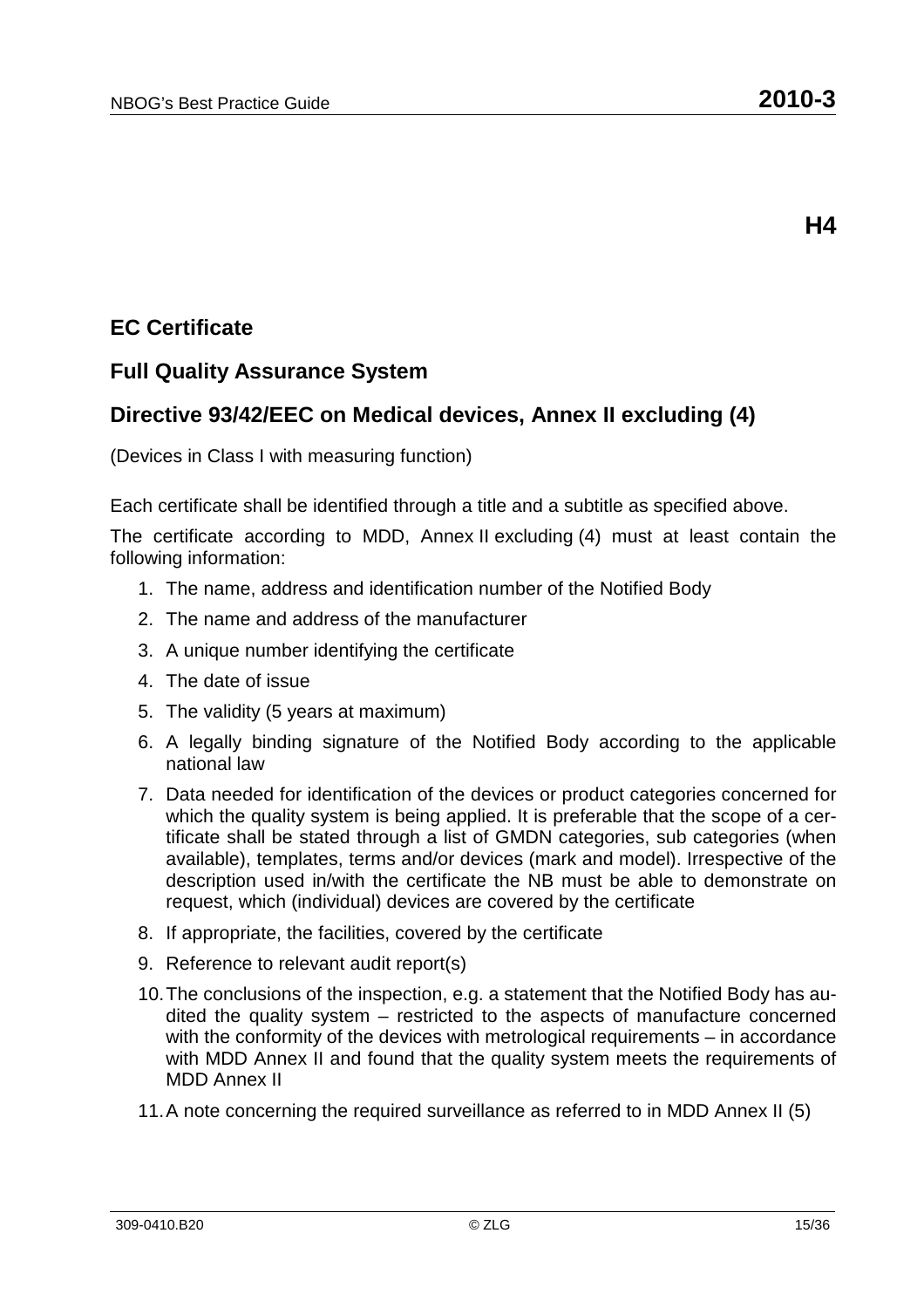**H4**

## EC Certificate

## Full Quality Assurance System

## Directive 93/42/EEC on Medical devices, Annex II excluding (4)

(Devices in Class I with measuring function)

Each certificate shall be identified through a title and a subtitle as specified above.

The certificate according to MDD, Annex II excluding (4) must at least contain the following information:

1. The name, address and identification number of the Notified Body
2. The name and address of the manufacturer
3. A unique number identifying the certificate
4. The date of issue
5. The validity (5 years at maximum)
6. A legally binding signature of the Notified Body according to the applicable national law
7. Data needed for identification of the devices or product categories concerned for which the quality system is being applied. It is preferable that the scope of a certificate shall be stated through a list of GMDN categories, sub categories (when available), templates, terms and/or devices (mark and model). Irrespective of the description used in/with the certificate the NB must be able to demonstrate on request, which (individual) devices are covered by the certificate
8. If appropriate, the facilities, covered by the certificate
9. Reference to relevant audit report(s)
10. The conclusions of the inspection, e.g. a statement that the Notified Body has audited the quality system – restricted to the aspects of manufacture concerned with the conformity of the devices with metrological requirements – in accordance with MDD Annex II and found that the quality system meets the requirements of MDD Annex II
11. A note concerning the required surveillance as referred to in MDD Annex II (5)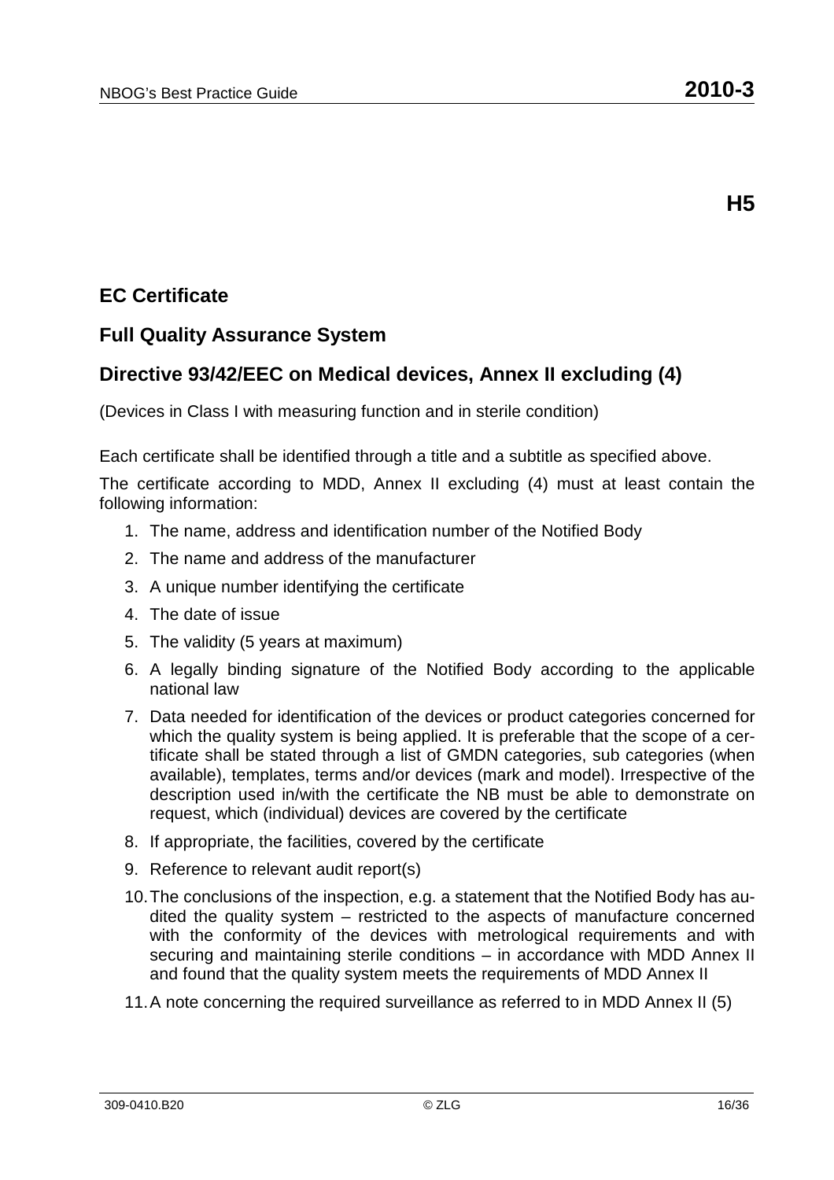**H5**

## EC Certificate

## Full Quality Assurance System

## Directive 93/42/EEC on Medical devices, Annex II excluding (4)

(Devices in Class I with measuring function and in sterile condition)

Each certificate shall be identified through a title and a subtitle as specified above.

The certificate according to MDD, Annex II excluding (4) must at least contain the following information:

1. The name, address and identification number of the Notified Body
2. The name and address of the manufacturer
3. A unique number identifying the certificate
4. The date of issue
5. The validity (5 years at maximum)
6. A legally binding signature of the Notified Body according to the applicable national law
7. Data needed for identification of the devices or product categories concerned for which the quality system is being applied. It is preferable that the scope of a certificate shall be stated through a list of GMDN categories, sub categories (when available), templates, terms and/or devices (mark and model). Irrespective of the description used in/with the certificate the NB must be able to demonstrate on request, which (individual) devices are covered by the certificate
8. If appropriate, the facilities, covered by the certificate
9. Reference to relevant audit report(s)
10. The conclusions of the inspection, e.g. a statement that the Notified Body has audited the quality system – restricted to the aspects of manufacture concerned with the conformity of the devices with metrological requirements and with securing and maintaining sterile conditions – in accordance with MDD Annex II and found that the quality system meets the requirements of MDD Annex II
11. A note concerning the required surveillance as referred to in MDD Annex II (5)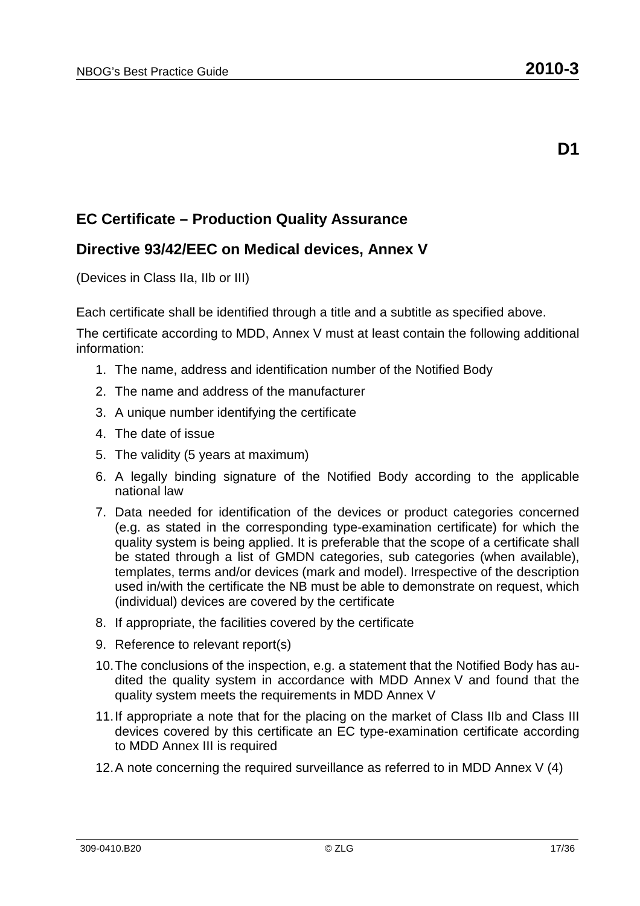**D1**

## EC Certificate – Production Quality Assurance

## Directive 93/42/EEC on Medical devices, Annex V

(Devices in Class IIa, IIb or III)

Each certificate shall be identified through a title and a subtitle as specified above.

The certificate according to MDD, Annex V must at least contain the following additional information:

1. The name, address and identification number of the Notified Body
2. The name and address of the manufacturer
3. A unique number identifying the certificate
4. The date of issue
5. The validity (5 years at maximum)
6. A legally binding signature of the Notified Body according to the applicable national law
7. Data needed for identification of the devices or product categories concerned (e.g. as stated in the corresponding type-examination certificate) for which the quality system is being applied. It is preferable that the scope of a certificate shall be stated through a list of GMDN categories, sub categories (when available), templates, terms and/or devices (mark and model). Irrespective of the description used in/with the certificate the NB must be able to demonstrate on request, which (individual) devices are covered by the certificate
8. If appropriate, the facilities covered by the certificate
9. Reference to relevant report(s)
10. The conclusions of the inspection, e.g. a statement that the Notified Body has audited the quality system in accordance with MDD Annex V and found that the quality system meets the requirements in MDD Annex V
11. If appropriate a note that for the placing on the market of Class IIb and Class III devices covered by this certificate an EC type-examination certificate according to MDD Annex III is required
12. A note concerning the required surveillance as referred to in MDD Annex V (4)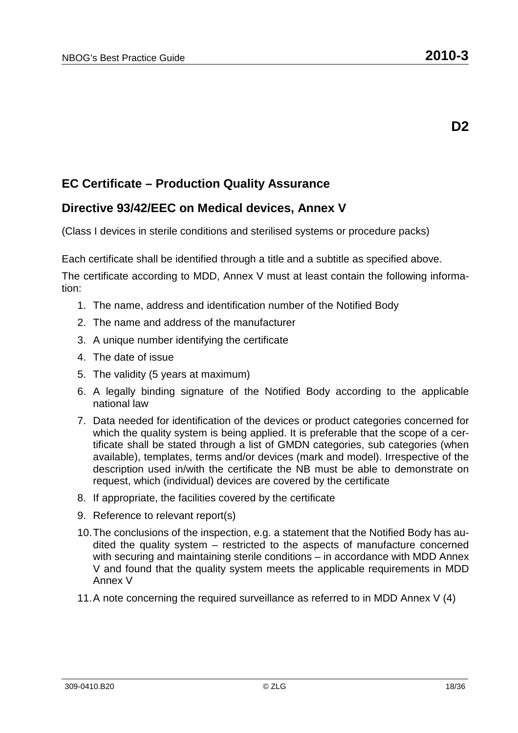**D2**

## EC Certificate – Production Quality Assurance

## Directive 93/42/EEC on Medical devices, Annex V

(Class I devices in sterile conditions and sterilised systems or procedure packs)

Each certificate shall be identified through a title and a subtitle as specified above.

The certificate according to MDD, Annex V must at least contain the following information:

1. The name, address and identification number of the Notified Body
2. The name and address of the manufacturer
3. A unique number identifying the certificate
4. The date of issue
5. The validity (5 years at maximum)
6. A legally binding signature of the Notified Body according to the applicable national law
7. Data needed for identification of the devices or product categories concerned for which the quality system is being applied. It is preferable that the scope of a certificate shall be stated through a list of GMDN categories, sub categories (when available), templates, terms and/or devices (mark and model). Irrespective of the description used in/with the certificate the NB must be able to demonstrate on request, which (individual) devices are covered by the certificate
8. If appropriate, the facilities covered by the certificate
9. Reference to relevant report(s)
10. The conclusions of the inspection, e.g. a statement that the Notified Body has audited the quality system – restricted to the aspects of manufacture concerned with securing and maintaining sterile conditions – in accordance with MDD Annex V and found that the quality system meets the applicable requirements in MDD Annex V
11. A note concerning the required surveillance as referred to in MDD Annex V (4)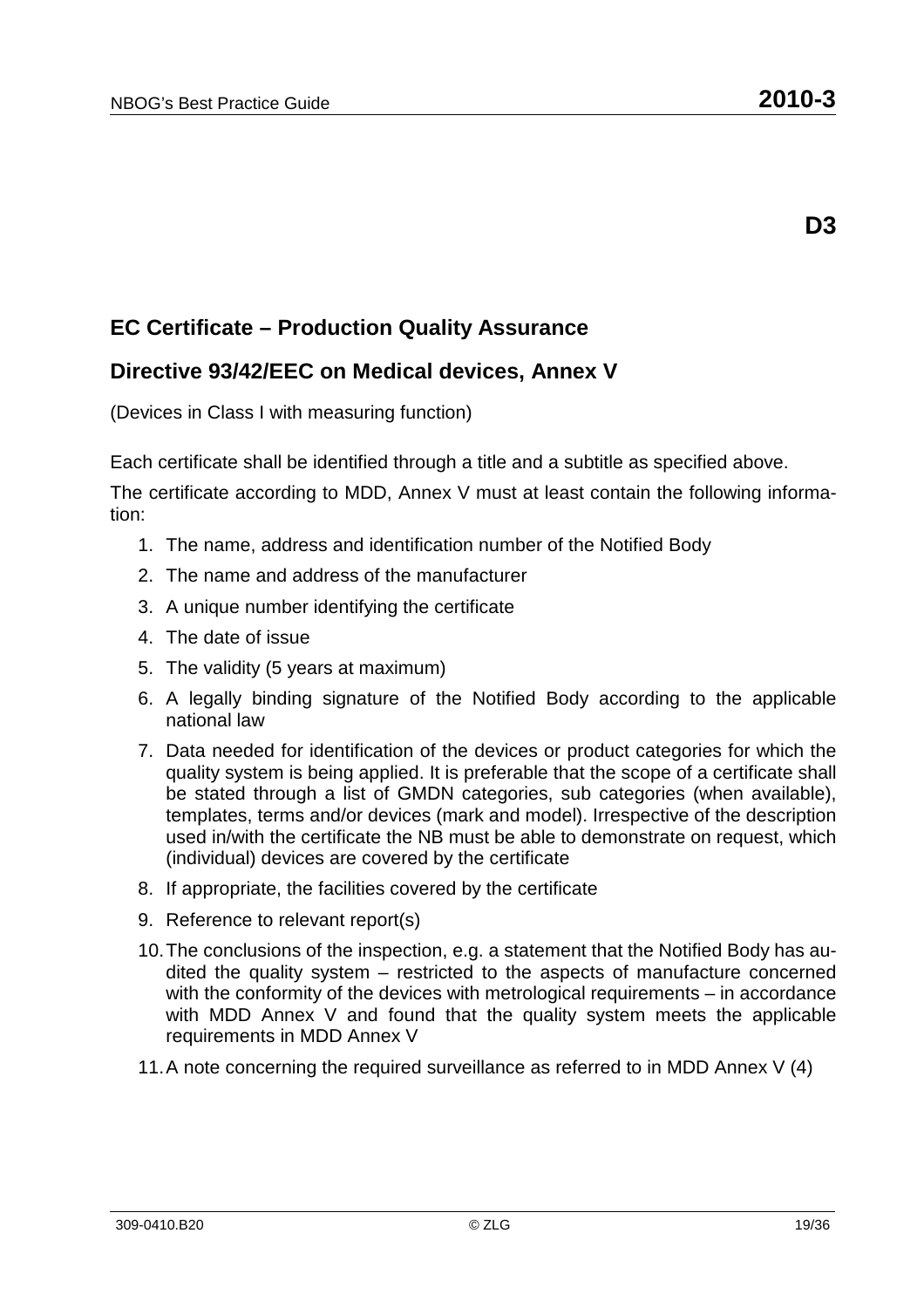**D3**

## EC Certificate – Production Quality Assurance

## Directive 93/42/EEC on Medical devices, Annex V

(Devices in Class I with measuring function)

Each certificate shall be identified through a title and a subtitle as specified above.

The certificate according to MDD, Annex V must at least contain the following information:

1. The name, address and identification number of the Notified Body
2. The name and address of the manufacturer
3. A unique number identifying the certificate
4. The date of issue
5. The validity (5 years at maximum)
6. A legally binding signature of the Notified Body according to the applicable national law
7. Data needed for identification of the devices or product categories for which the quality system is being applied. It is preferable that the scope of a certificate shall be stated through a list of GMDN categories, sub categories (when available), templates, terms and/or devices (mark and model). Irrespective of the description used in/with the certificate the NB must be able to demonstrate on request, which (individual) devices are covered by the certificate
8. If appropriate, the facilities covered by the certificate
9. Reference to relevant report(s)
10. The conclusions of the inspection, e.g. a statement that the Notified Body has audited the quality system – restricted to the aspects of manufacture concerned with the conformity of the devices with metrological requirements – in accordance with MDD Annex V and found that the quality system meets the applicable requirements in MDD Annex V
11. A note concerning the required surveillance as referred to in MDD Annex V (4)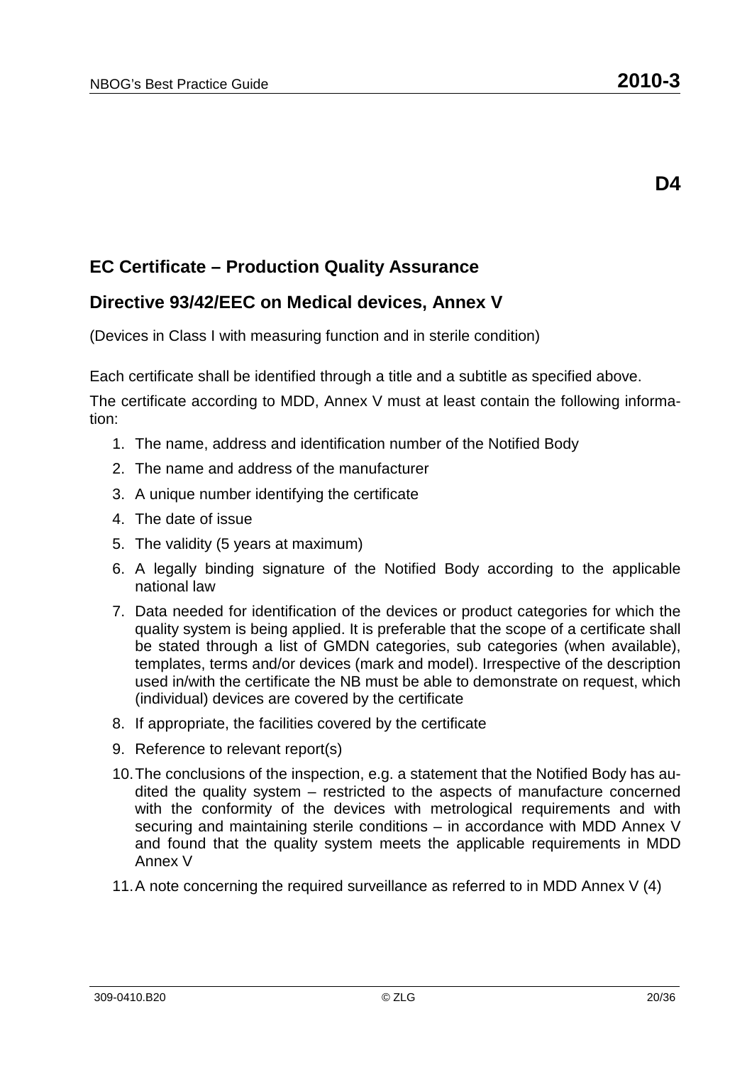**D4**

## EC Certificate – Production Quality Assurance

## Directive 93/42/EEC on Medical devices, Annex V

(Devices in Class I with measuring function and in sterile condition)

Each certificate shall be identified through a title and a subtitle as specified above.

The certificate according to MDD, Annex V must at least contain the following information:

1. The name, address and identification number of the Notified Body
2. The name and address of the manufacturer
3. A unique number identifying the certificate
4. The date of issue
5. The validity (5 years at maximum)
6. A legally binding signature of the Notified Body according to the applicable national law
7. Data needed for identification of the devices or product categories for which the quality system is being applied. It is preferable that the scope of a certificate shall be stated through a list of GMDN categories, sub categories (when available), templates, terms and/or devices (mark and model). Irrespective of the description used in/with the certificate the NB must be able to demonstrate on request, which (individual) devices are covered by the certificate
8. If appropriate, the facilities covered by the certificate
9. Reference to relevant report(s)
10. The conclusions of the inspection, e.g. a statement that the Notified Body has audited the quality system – restricted to the aspects of manufacture concerned with the conformity of the devices with metrological requirements and with securing and maintaining sterile conditions – in accordance with MDD Annex V and found that the quality system meets the applicable requirements in MDD Annex V
11. A note concerning the required surveillance as referred to in MDD Annex V (4)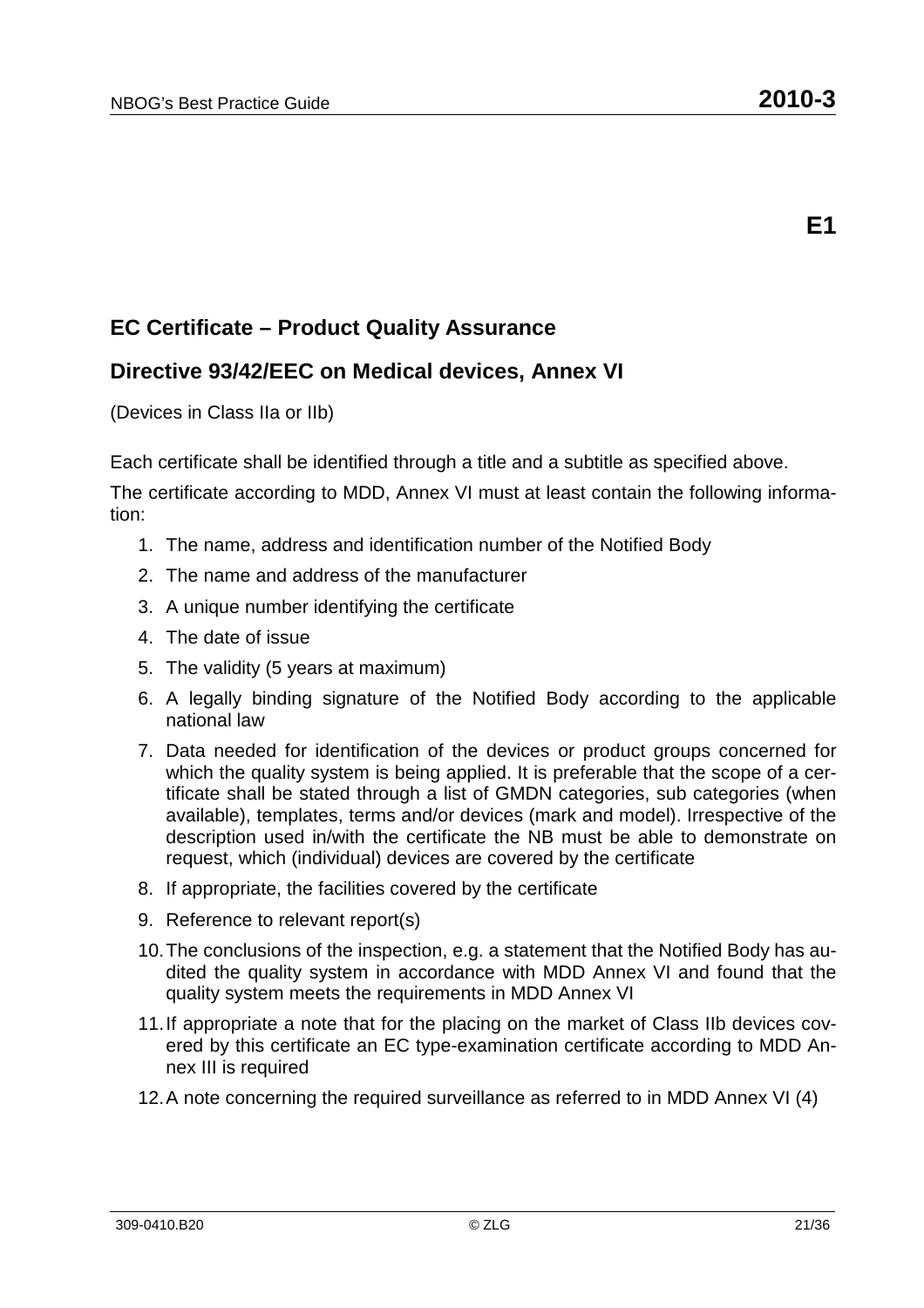**E1**

## EC Certificate – Product Quality Assurance

## Directive 93/42/EEC on Medical devices, Annex VI

(Devices in Class IIa or IIb)

Each certificate shall be identified through a title and a subtitle as specified above.

The certificate according to MDD, Annex VI must at least contain the following information:

1. The name, address and identification number of the Notified Body
2. The name and address of the manufacturer
3. A unique number identifying the certificate
4. The date of issue
5. The validity (5 years at maximum)
6. A legally binding signature of the Notified Body according to the applicable national law
7. Data needed for identification of the devices or product groups concerned for which the quality system is being applied. It is preferable that the scope of a certificate shall be stated through a list of GMDN categories, sub categories (when available), templates, terms and/or devices (mark and model). Irrespective of the description used in/with the certificate the NB must be able to demonstrate on request, which (individual) devices are covered by the certificate
8. If appropriate, the facilities covered by the certificate
9. Reference to relevant report(s)
10. The conclusions of the inspection, e.g. a statement that the Notified Body has audited the quality system in accordance with MDD Annex VI and found that the quality system meets the requirements in MDD Annex VI
11. If appropriate a note that for the placing on the market of Class IIb devices covered by this certificate an EC type-examination certificate according to MDD Annex III is required
12. A note concerning the required surveillance as referred to in MDD Annex VI (4)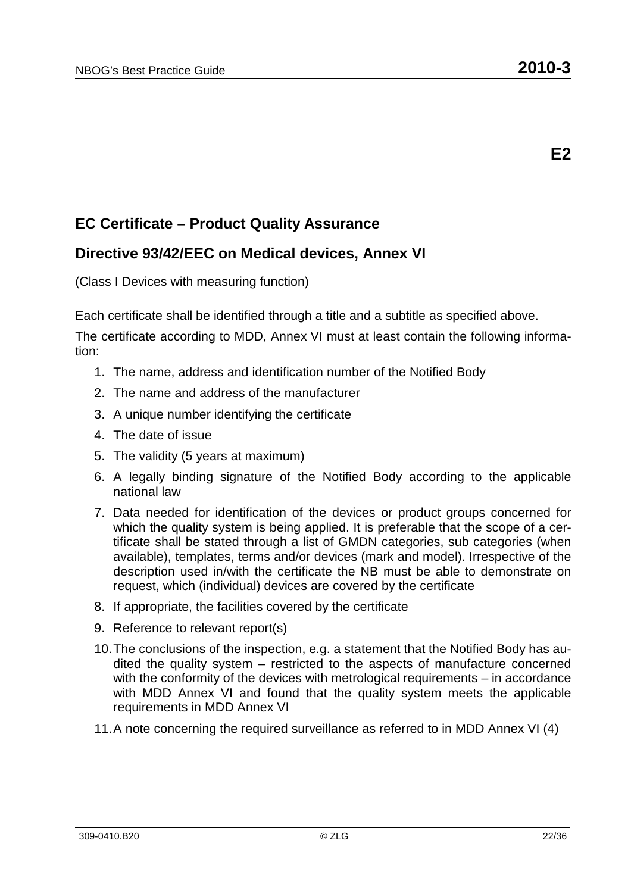**E2**

## EC Certificate – Product Quality Assurance

## Directive 93/42/EEC on Medical devices, Annex VI

(Class I Devices with measuring function)

Each certificate shall be identified through a title and a subtitle as specified above.

The certificate according to MDD, Annex VI must at least contain the following information:

1. The name, address and identification number of the Notified Body
2. The name and address of the manufacturer
3. A unique number identifying the certificate
4. The date of issue
5. The validity (5 years at maximum)
6. A legally binding signature of the Notified Body according to the applicable national law
7. Data needed for identification of the devices or product groups concerned for which the quality system is being applied. It is preferable that the scope of a certificate shall be stated through a list of GMDN categories, sub categories (when available), templates, terms and/or devices (mark and model). Irrespective of the description used in/with the certificate the NB must be able to demonstrate on request, which (individual) devices are covered by the certificate
8. If appropriate, the facilities covered by the certificate
9. Reference to relevant report(s)
10. The conclusions of the inspection, e.g. a statement that the Notified Body has audited the quality system – restricted to the aspects of manufacture concerned with the conformity of the devices with metrological requirements – in accordance with MDD Annex VI and found that the quality system meets the applicable requirements in MDD Annex VI
11. A note concerning the required surveillance as referred to in MDD Annex VI (4)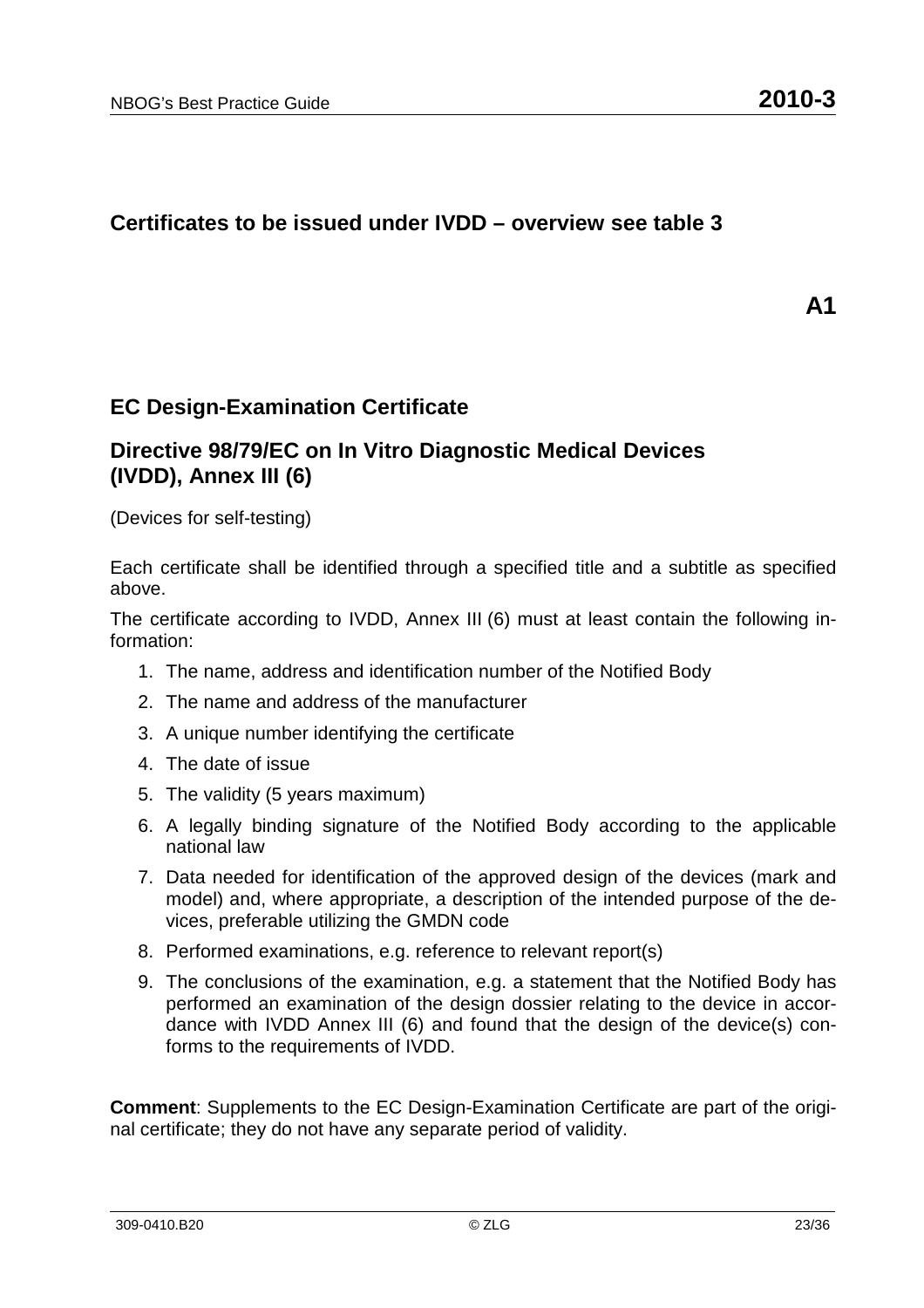## Certificates to be issued under IVDD – overview see table 3

**A1**

## EC Design-Examination Certificate

## Directive 98/79/EC on In Vitro Diagnostic Medical Devices (IVDD), Annex III (6)

(Devices for self-testing)

Each certificate shall be identified through a specified title and a subtitle as specified above.

The certificate according to IVDD, Annex III (6) must at least contain the following information:

1. The name, address and identification number of the Notified Body
2. The name and address of the manufacturer
3. A unique number identifying the certificate
4. The date of issue
5. The validity (5 years maximum)
6. A legally binding signature of the Notified Body according to the applicable national law
7. Data needed for identification of the approved design of the devices (mark and model) and, where appropriate, a description of the intended purpose of the devices, preferable utilizing the GMDN code
8. Performed examinations, e.g. reference to relevant report(s)
9. The conclusions of the examination, e.g. a statement that the Notified Body has performed an examination of the design dossier relating to the device in accordance with IVDD Annex III (6) and found that the design of the device(s) conforms to the requirements of IVDD.

**Comment**: Supplements to the EC Design-Examination Certificate are part of the original certificate; they do not have any separate period of validity.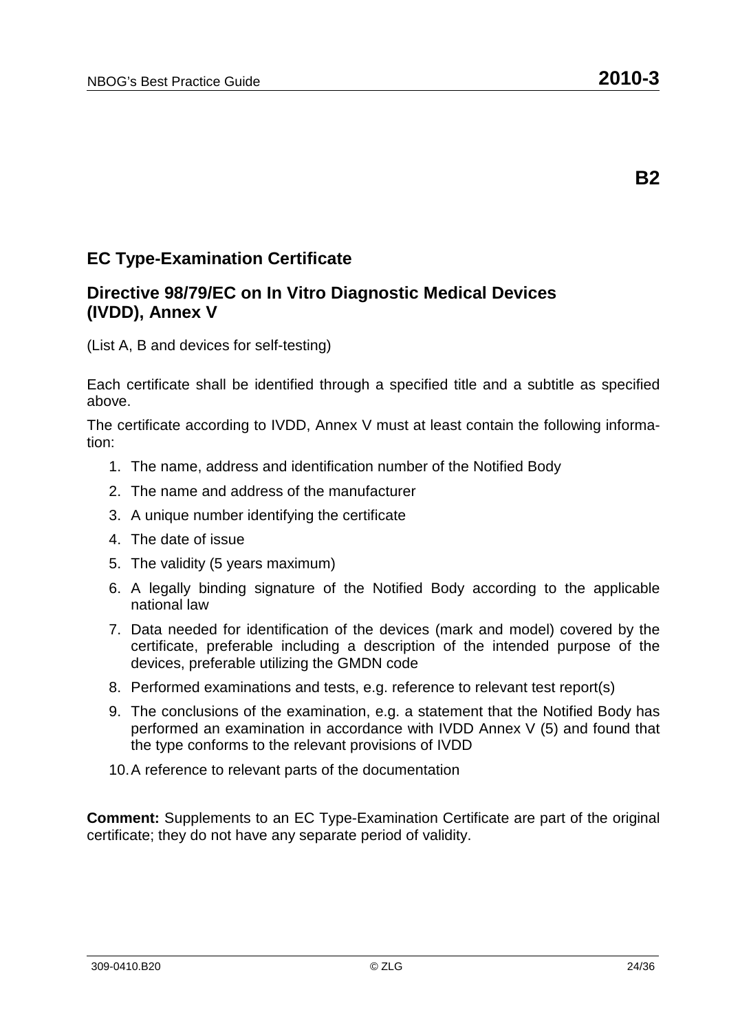**B2**

## EC Type-Examination Certificate

## Directive 98/79/EC on In Vitro Diagnostic Medical Devices (IVDD), Annex V

(List A, B and devices for self-testing)

Each certificate shall be identified through a specified title and a subtitle as specified above.

The certificate according to IVDD, Annex V must at least contain the following information:

1. The name, address and identification number of the Notified Body
2. The name and address of the manufacturer
3. A unique number identifying the certificate
4. The date of issue
5. The validity (5 years maximum)
6. A legally binding signature of the Notified Body according to the applicable national law
7. Data needed for identification of the devices (mark and model) covered by the certificate, preferable including a description of the intended purpose of the devices, preferable utilizing the GMDN code
8. Performed examinations and tests, e.g. reference to relevant test report(s)
9. The conclusions of the examination, e.g. a statement that the Notified Body has performed an examination in accordance with IVDD Annex V (5) and found that the type conforms to the relevant provisions of IVDD
10. A reference to relevant parts of the documentation

**Comment:** Supplements to an EC Type-Examination Certificate are part of the original certificate; they do not have any separate period of validity.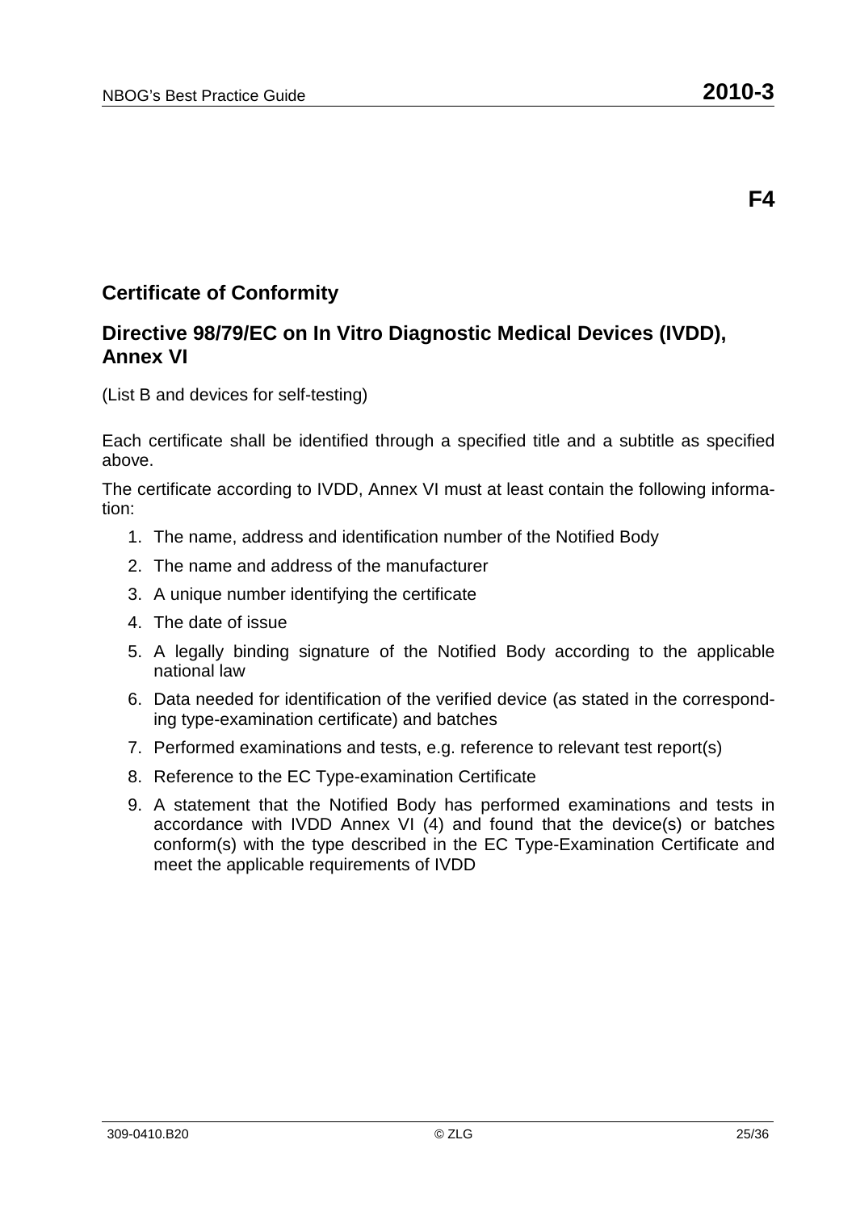**F4**

## Certificate of Conformity

## Directive 98/79/EC on In Vitro Diagnostic Medical Devices (IVDD), Annex VI

(List B and devices for self-testing)

Each certificate shall be identified through a specified title and a subtitle as specified above.

The certificate according to IVDD, Annex VI must at least contain the following information:

1. The name, address and identification number of the Notified Body
2. The name and address of the manufacturer
3. A unique number identifying the certificate
4. The date of issue
5. A legally binding signature of the Notified Body according to the applicable national law
6. Data needed for identification of the verified device (as stated in the corresponding type-examination certificate) and batches
7. Performed examinations and tests, e.g. reference to relevant test report(s)
8. Reference to the EC Type-examination Certificate
9. A statement that the Notified Body has performed examinations and tests in accordance with IVDD Annex VI (4) and found that the device(s) or batches conform(s) with the type described in the EC Type-Examination Certificate and meet the applicable requirements of IVDD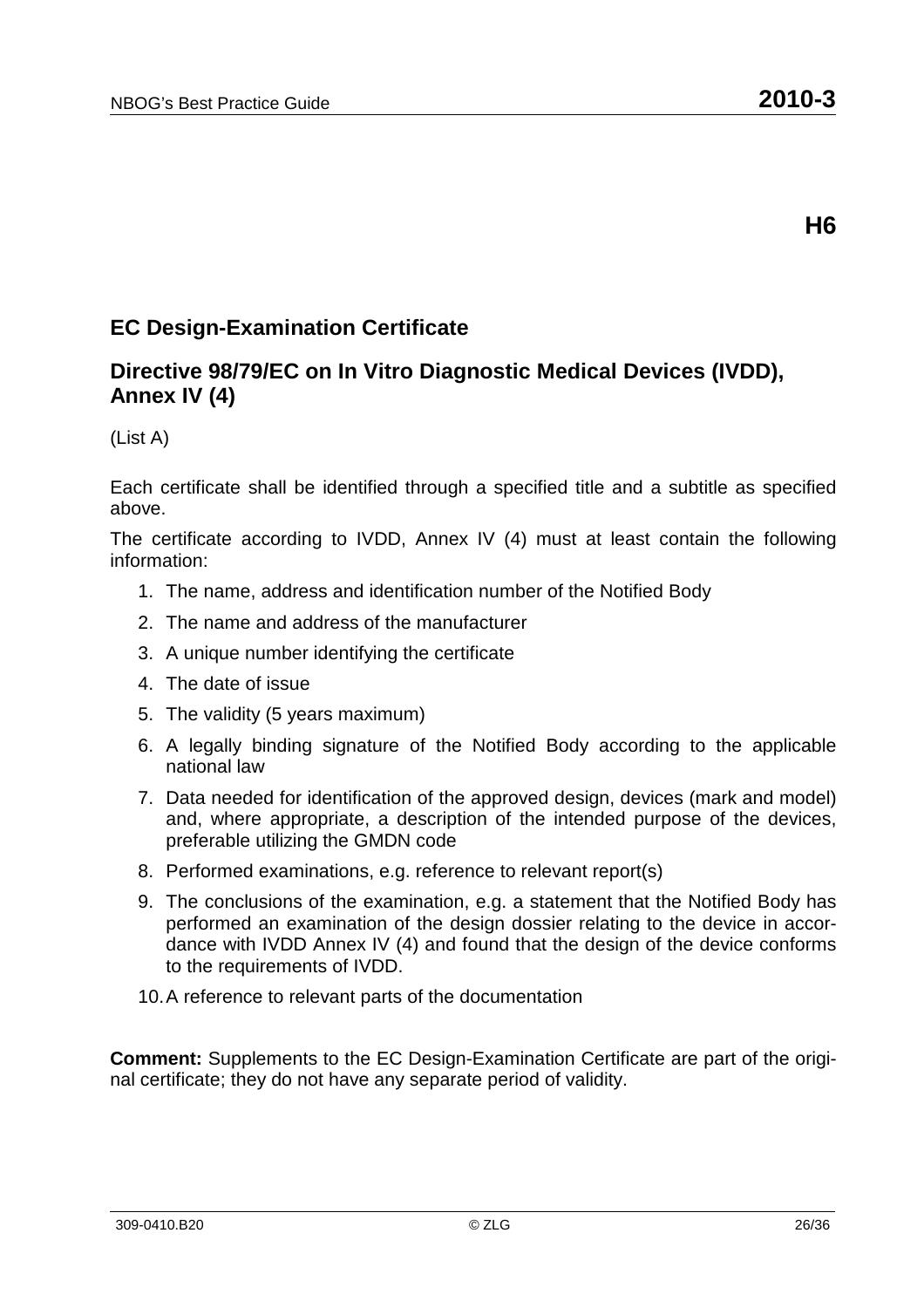**H6**

## EC Design-Examination Certificate

## Directive 98/79/EC on In Vitro Diagnostic Medical Devices (IVDD), Annex IV (4)

(List A)

Each certificate shall be identified through a specified title and a subtitle as specified above.

The certificate according to IVDD, Annex IV (4) must at least contain the following information:

1. The name, address and identification number of the Notified Body
2. The name and address of the manufacturer
3. A unique number identifying the certificate
4. The date of issue
5. The validity (5 years maximum)
6. A legally binding signature of the Notified Body according to the applicable national law
7. Data needed for identification of the approved design, devices (mark and model) and, where appropriate, a description of the intended purpose of the devices, preferable utilizing the GMDN code
8. Performed examinations, e.g. reference to relevant report(s)
9. The conclusions of the examination, e.g. a statement that the Notified Body has performed an examination of the design dossier relating to the device in accordance with IVDD Annex IV (4) and found that the design of the device conforms to the requirements of IVDD.
10. A reference to relevant parts of the documentation

**Comment:** Supplements to the EC Design-Examination Certificate are part of the original certificate; they do not have any separate period of validity.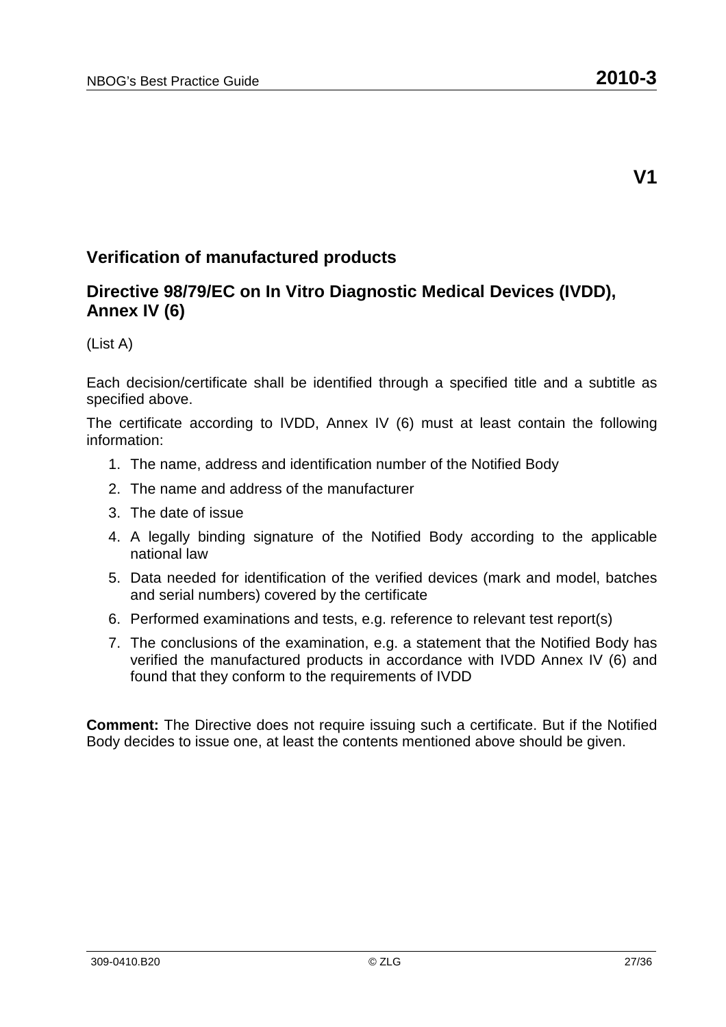**V1**

## Verification of manufactured products

## Directive 98/79/EC on In Vitro Diagnostic Medical Devices (IVDD), Annex IV (6)

(List A)

Each decision/certificate shall be identified through a specified title and a subtitle as specified above.

The certificate according to IVDD, Annex IV (6) must at least contain the following information:

1. The name, address and identification number of the Notified Body
2. The name and address of the manufacturer
3. The date of issue
4. A legally binding signature of the Notified Body according to the applicable national law
5. Data needed for identification of the verified devices (mark and model, batches and serial numbers) covered by the certificate
6. Performed examinations and tests, e.g. reference to relevant test report(s)
7. The conclusions of the examination, e.g. a statement that the Notified Body has verified the manufactured products in accordance with IVDD Annex IV (6) and found that they conform to the requirements of IVDD

**Comment:** The Directive does not require issuing such a certificate. But if the Notified Body decides to issue one, at least the contents mentioned above should be given.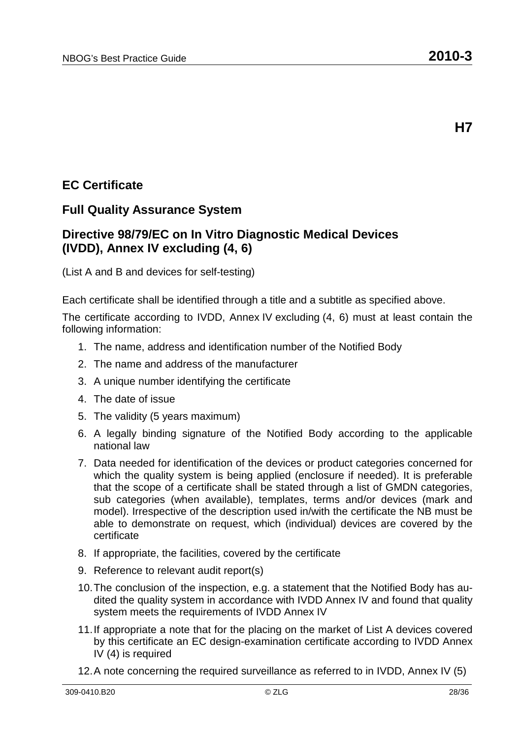**H7**

## EC Certificate

## Full Quality Assurance System

## Directive 98/79/EC on In Vitro Diagnostic Medical Devices (IVDD), Annex IV excluding (4, 6)

(List A and B and devices for self-testing)

Each certificate shall be identified through a title and a subtitle as specified above.

The certificate according to IVDD, Annex IV excluding (4, 6) must at least contain the following information:

1. The name, address and identification number of the Notified Body
2. The name and address of the manufacturer
3. A unique number identifying the certificate
4. The date of issue
5. The validity (5 years maximum)
6. A legally binding signature of the Notified Body according to the applicable national law
7. Data needed for identification of the devices or product categories concerned for which the quality system is being applied (enclosure if needed). It is preferable that the scope of a certificate shall be stated through a list of GMDN categories, sub categories (when available), templates, terms and/or devices (mark and model). Irrespective of the description used in/with the certificate the NB must be able to demonstrate on request, which (individual) devices are covered by the certificate
8. If appropriate, the facilities, covered by the certificate
9. Reference to relevant audit report(s)
10. The conclusion of the inspection, e.g. a statement that the Notified Body has audited the quality system in accordance with IVDD Annex IV and found that quality system meets the requirements of IVDD Annex IV
11. If appropriate a note that for the placing on the market of List A devices covered by this certificate an EC design-examination certificate according to IVDD Annex IV (4) is required
12. A note concerning the required surveillance as referred to in IVDD, Annex IV (5)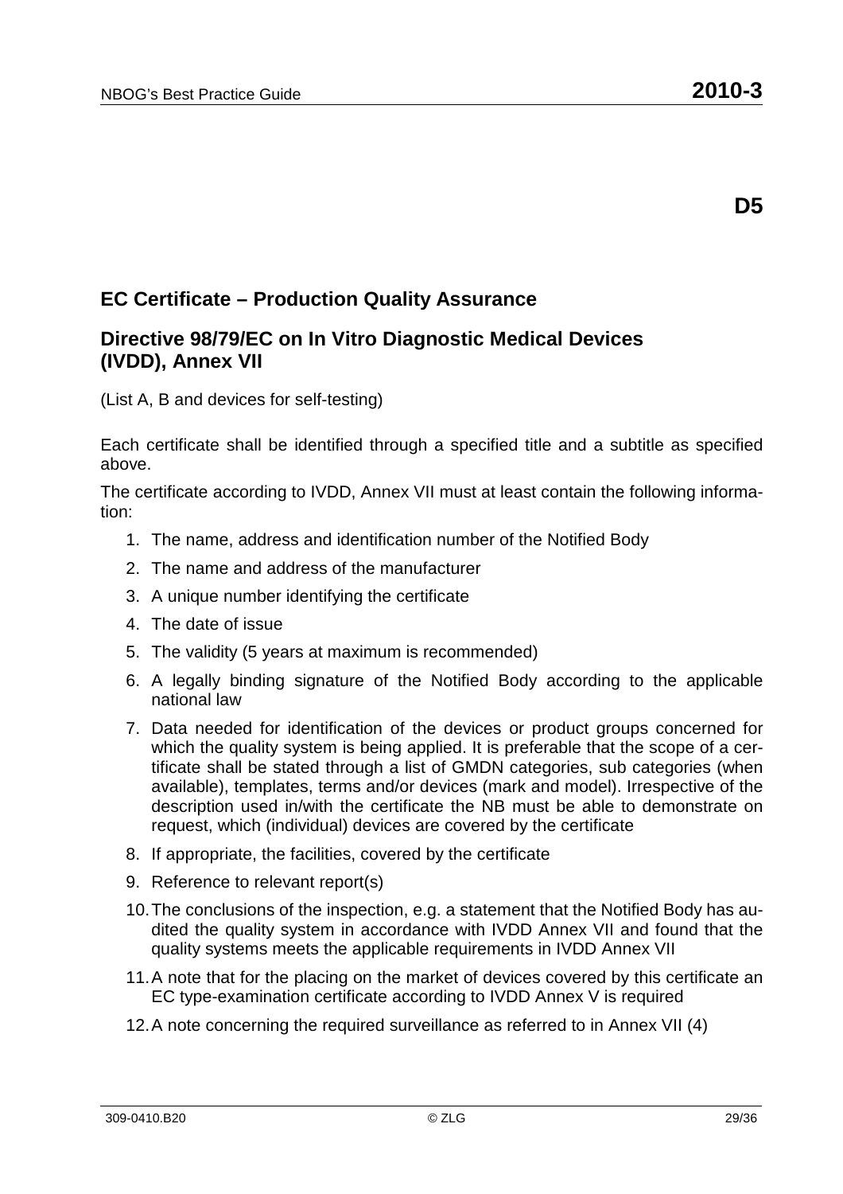**D5**

## EC Certificate – Production Quality Assurance

## Directive 98/79/EC on In Vitro Diagnostic Medical Devices (IVDD), Annex VII

(List A, B and devices for self-testing)

Each certificate shall be identified through a specified title and a subtitle as specified above.

The certificate according to IVDD, Annex VII must at least contain the following information:

1. The name, address and identification number of the Notified Body
2. The name and address of the manufacturer
3. A unique number identifying the certificate
4. The date of issue
5. The validity (5 years at maximum is recommended)
6. A legally binding signature of the Notified Body according to the applicable national law
7. Data needed for identification of the devices or product groups concerned for which the quality system is being applied. It is preferable that the scope of a certificate shall be stated through a list of GMDN categories, sub categories (when available), templates, terms and/or devices (mark and model). Irrespective of the description used in/with the certificate the NB must be able to demonstrate on request, which (individual) devices are covered by the certificate
8. If appropriate, the facilities, covered by the certificate
9. Reference to relevant report(s)
10. The conclusions of the inspection, e.g. a statement that the Notified Body has audited the quality system in accordance with IVDD Annex VII and found that the quality systems meets the applicable requirements in IVDD Annex VII
11. A note that for the placing on the market of devices covered by this certificate an EC type-examination certificate according to IVDD Annex V is required
12. A note concerning the required surveillance as referred to in Annex VII (4)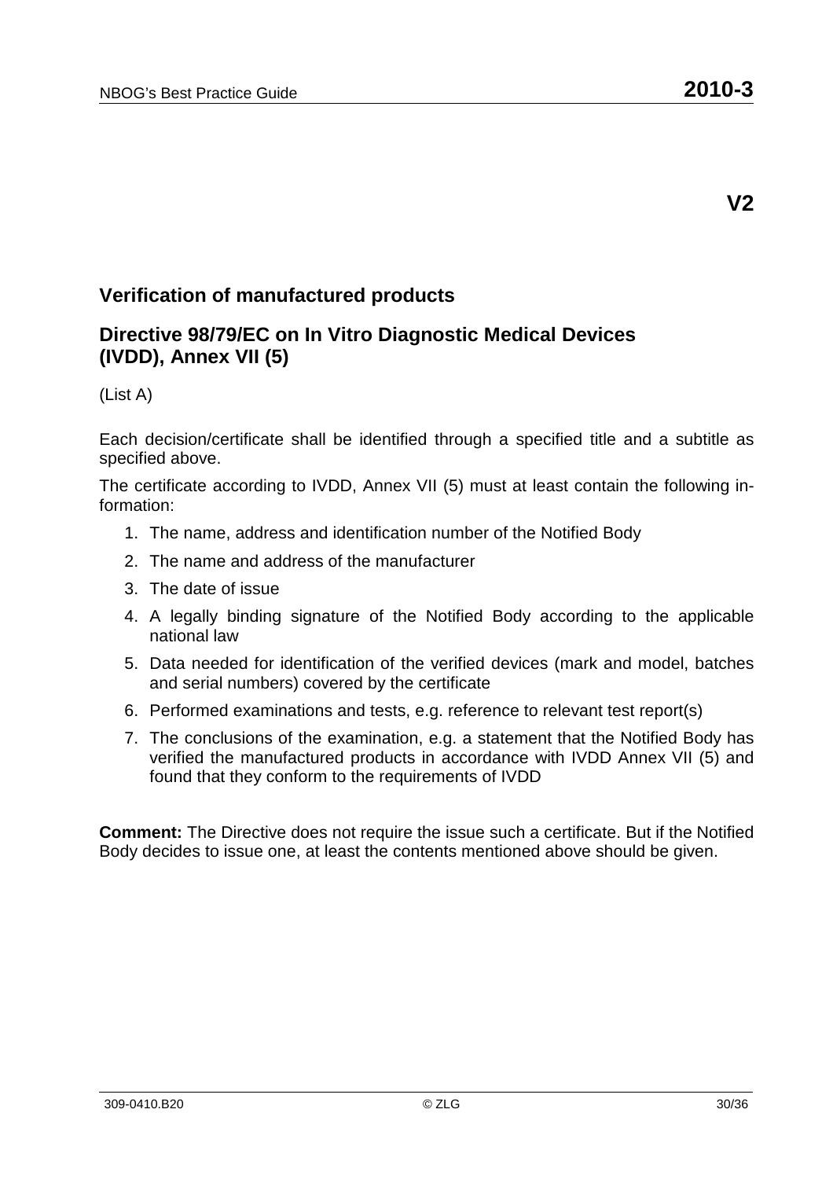**V2**

## Verification of manufactured products

## Directive 98/79/EC on In Vitro Diagnostic Medical Devices (IVDD), Annex VII (5)

(List A)

Each decision/certificate shall be identified through a specified title and a subtitle as specified above.

The certificate according to IVDD, Annex VII (5) must at least contain the following information:

1. The name, address and identification number of the Notified Body
2. The name and address of the manufacturer
3. The date of issue
4. A legally binding signature of the Notified Body according to the applicable national law
5. Data needed for identification of the verified devices (mark and model, batches and serial numbers) covered by the certificate
6. Performed examinations and tests, e.g. reference to relevant test report(s)
7. The conclusions of the examination, e.g. a statement that the Notified Body has verified the manufactured products in accordance with IVDD Annex VII (5) and found that they conform to the requirements of IVDD

**Comment:** The Directive does not require the issue such a certificate. But if the Notified Body decides to issue one, at least the contents mentioned above should be given.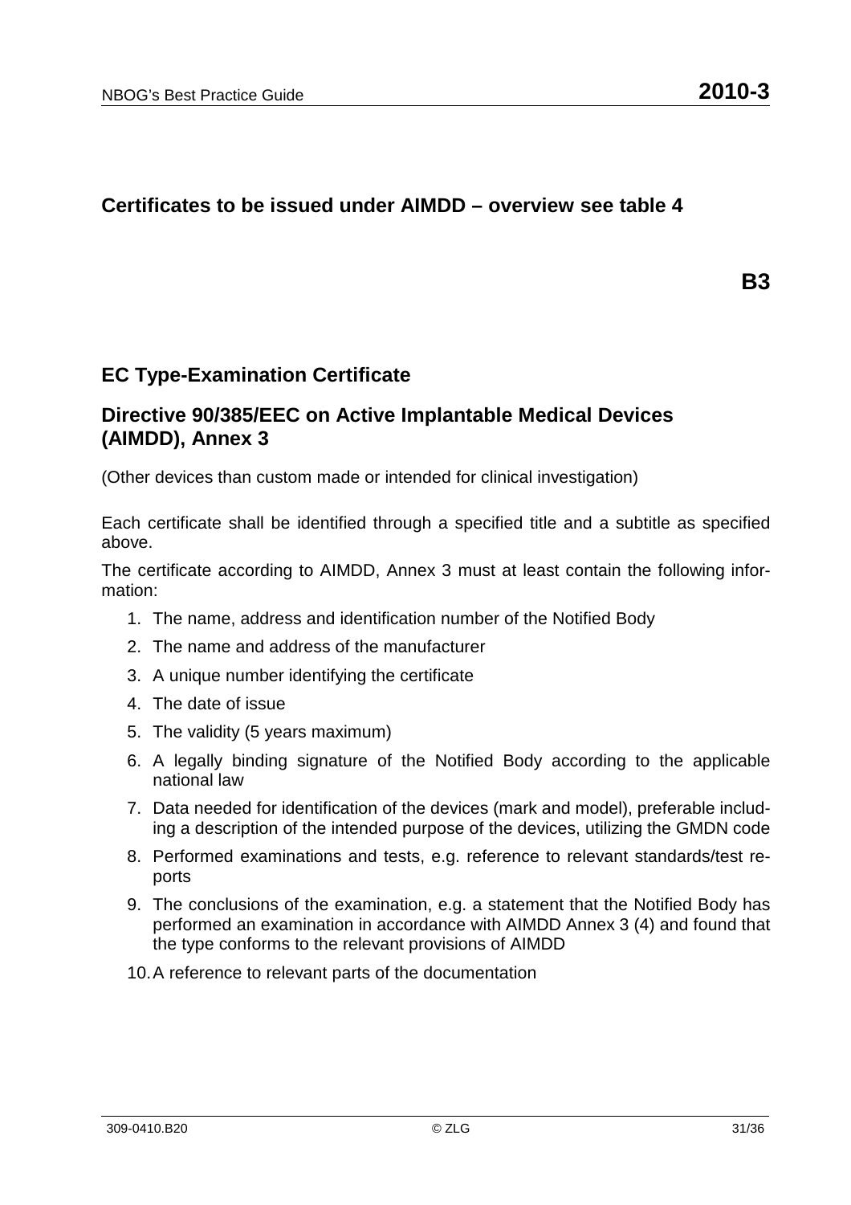## Certificates to be issued under AIMDD – overview see table 4

**B3**

## EC Type-Examination Certificate

## Directive 90/385/EEC on Active Implantable Medical Devices (AIMDD), Annex 3

(Other devices than custom made or intended for clinical investigation)

Each certificate shall be identified through a specified title and a subtitle as specified above.

The certificate according to AIMDD, Annex 3 must at least contain the following information:

1. The name, address and identification number of the Notified Body
2. The name and address of the manufacturer
3. A unique number identifying the certificate
4. The date of issue
5. The validity (5 years maximum)
6. A legally binding signature of the Notified Body according to the applicable national law
7. Data needed for identification of the devices (mark and model), preferable including a description of the intended purpose of the devices, utilizing the GMDN code
8. Performed examinations and tests, e.g. reference to relevant standards/test reports
9. The conclusions of the examination, e.g. a statement that the Notified Body has performed an examination in accordance with AIMDD Annex 3 (4) and found that the type conforms to the relevant provisions of AIMDD
10. A reference to relevant parts of the documentation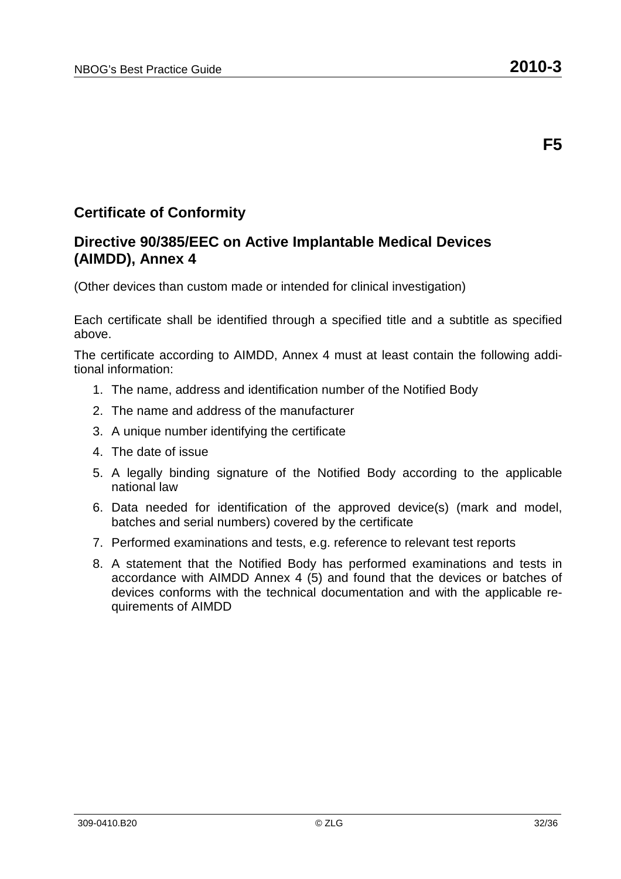**F5**

## Certificate of Conformity

## Directive 90/385/EEC on Active Implantable Medical Devices (AIMDD), Annex 4

(Other devices than custom made or intended for clinical investigation)

Each certificate shall be identified through a specified title and a subtitle as specified above.

The certificate according to AIMDD, Annex 4 must at least contain the following additional information:

1. The name, address and identification number of the Notified Body
2. The name and address of the manufacturer
3. A unique number identifying the certificate
4. The date of issue
5. A legally binding signature of the Notified Body according to the applicable national law
6. Data needed for identification of the approved device(s) (mark and model, batches and serial numbers) covered by the certificate
7. Performed examinations and tests, e.g. reference to relevant test reports
8. A statement that the Notified Body has performed examinations and tests in accordance with AIMDD Annex 4 (5) and found that the devices or batches of devices conforms with the technical documentation and with the applicable requirements of AIMDD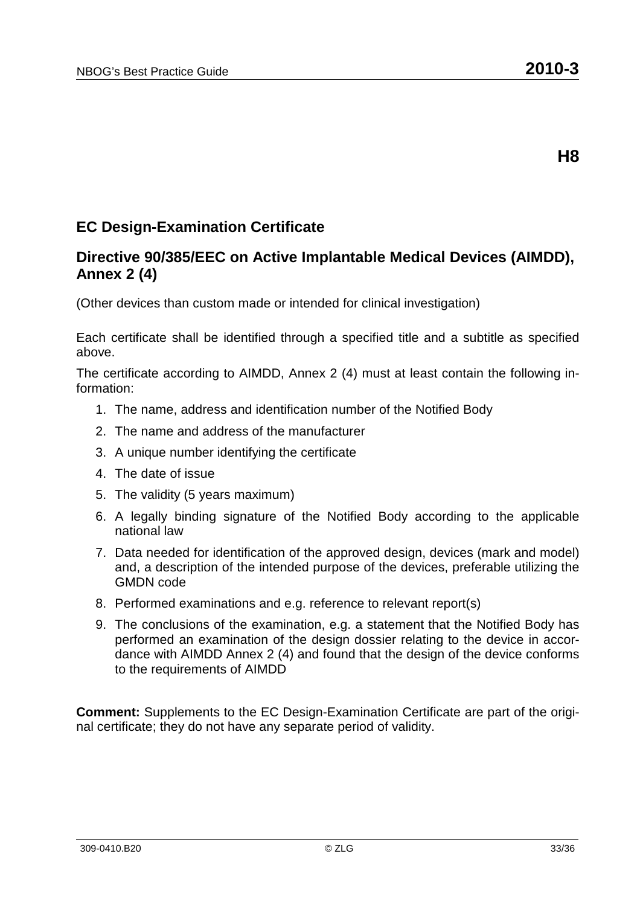**H8**

## EC Design-Examination Certificate

## Directive 90/385/EEC on Active Implantable Medical Devices (AIMDD), Annex 2 (4)

(Other devices than custom made or intended for clinical investigation)

Each certificate shall be identified through a specified title and a subtitle as specified above.

The certificate according to AIMDD, Annex 2 (4) must at least contain the following information:

1. The name, address and identification number of the Notified Body
2. The name and address of the manufacturer
3. A unique number identifying the certificate
4. The date of issue
5. The validity (5 years maximum)
6. A legally binding signature of the Notified Body according to the applicable national law
7. Data needed for identification of the approved design, devices (mark and model) and, a description of the intended purpose of the devices, preferable utilizing the GMDN code
8. Performed examinations and e.g. reference to relevant report(s)
9. The conclusions of the examination, e.g. a statement that the Notified Body has performed an examination of the design dossier relating to the device in accordance with AIMDD Annex 2 (4) and found that the design of the device conforms to the requirements of AIMDD

**Comment:** Supplements to the EC Design-Examination Certificate are part of the original certificate; they do not have any separate period of validity.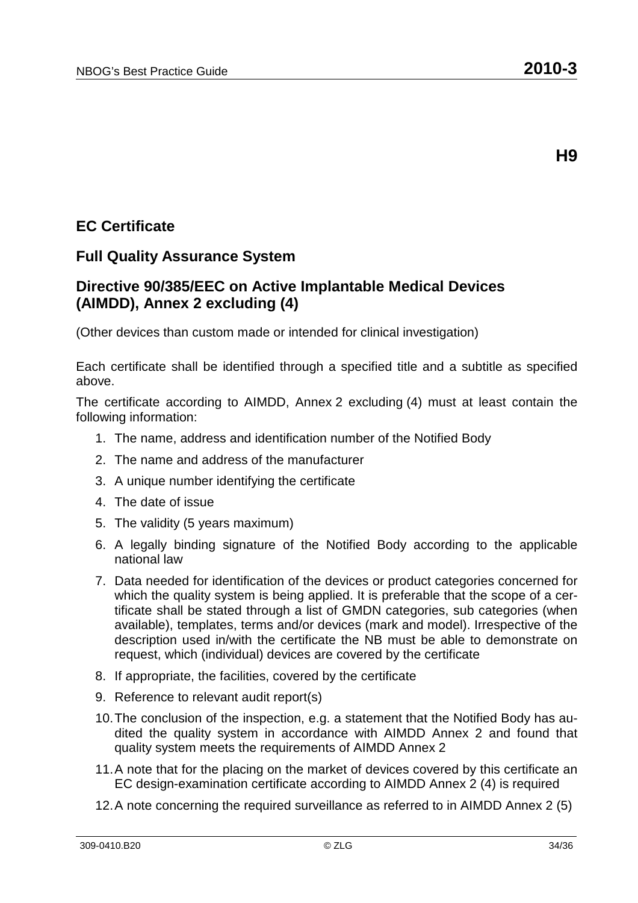**H9**

## EC Certificate

## Full Quality Assurance System

## Directive 90/385/EEC on Active Implantable Medical Devices (AIMDD), Annex 2 excluding (4)

(Other devices than custom made or intended for clinical investigation)

Each certificate shall be identified through a specified title and a subtitle as specified above.

The certificate according to AIMDD, Annex 2 excluding (4) must at least contain the following information:

1. The name, address and identification number of the Notified Body
2. The name and address of the manufacturer
3. A unique number identifying the certificate
4. The date of issue
5. The validity (5 years maximum)
6. A legally binding signature of the Notified Body according to the applicable national law
7. Data needed for identification of the devices or product categories concerned for which the quality system is being applied. It is preferable that the scope of a certificate shall be stated through a list of GMDN categories, sub categories (when available), templates, terms and/or devices (mark and model). Irrespective of the description used in/with the certificate the NB must be able to demonstrate on request, which (individual) devices are covered by the certificate
8. If appropriate, the facilities, covered by the certificate
9. Reference to relevant audit report(s)
10. The conclusion of the inspection, e.g. a statement that the Notified Body has audited the quality system in accordance with AIMDD Annex 2 and found that quality system meets the requirements of AIMDD Annex 2
11. A note that for the placing on the market of devices covered by this certificate an EC design-examination certificate according to AIMDD Annex 2 (4) is required
12. A note concerning the required surveillance as referred to in AIMDD Annex 2 (5)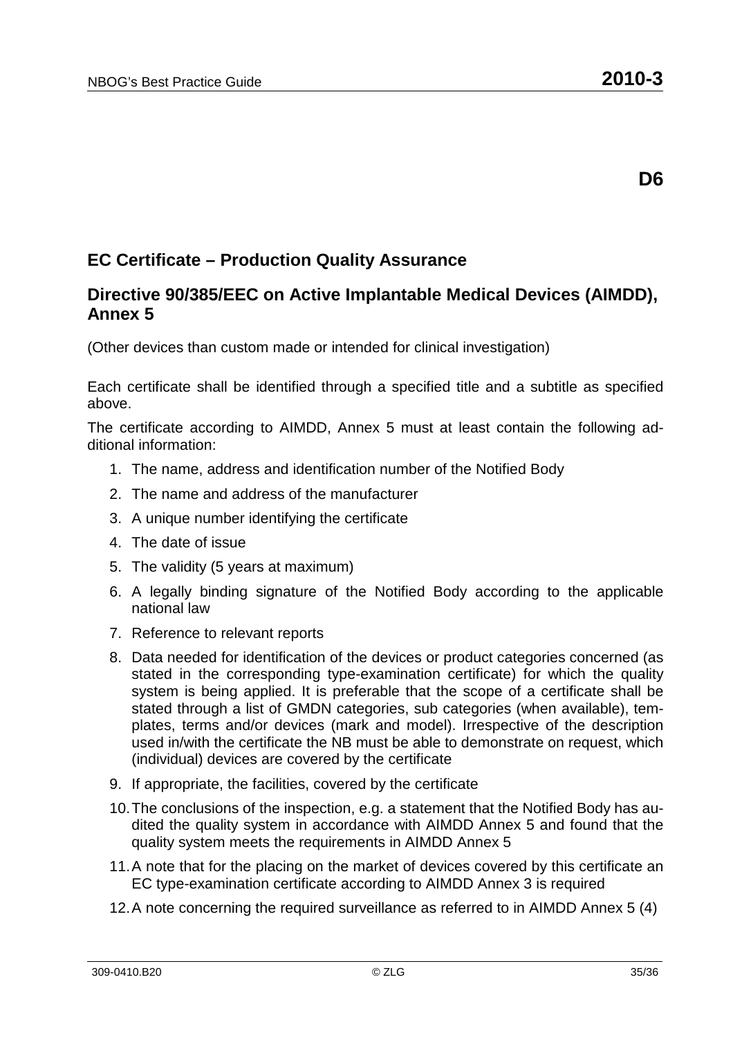**D6**

## EC Certificate – Production Quality Assurance

## Directive 90/385/EEC on Active Implantable Medical Devices (AIMDD), Annex 5

(Other devices than custom made or intended for clinical investigation)

Each certificate shall be identified through a specified title and a subtitle as specified above.

The certificate according to AIMDD, Annex 5 must at least contain the following additional information:

1. The name, address and identification number of the Notified Body
2. The name and address of the manufacturer
3. A unique number identifying the certificate
4. The date of issue
5. The validity (5 years at maximum)
6. A legally binding signature of the Notified Body according to the applicable national law
7. Reference to relevant reports
8. Data needed for identification of the devices or product categories concerned (as stated in the corresponding type-examination certificate) for which the quality system is being applied. It is preferable that the scope of a certificate shall be stated through a list of GMDN categories, sub categories (when available), templates, terms and/or devices (mark and model). Irrespective of the description used in/with the certificate the NB must be able to demonstrate on request, which (individual) devices are covered by the certificate
9. If appropriate, the facilities, covered by the certificate
10. The conclusions of the inspection, e.g. a statement that the Notified Body has audited the quality system in accordance with AIMDD Annex 5 and found that the quality system meets the requirements in AIMDD Annex 5
11. A note that for the placing on the market of devices covered by this certificate an EC type-examination certificate according to AIMDD Annex 3 is required
12. A note concerning the required surveillance as referred to in AIMDD Annex 5 (4)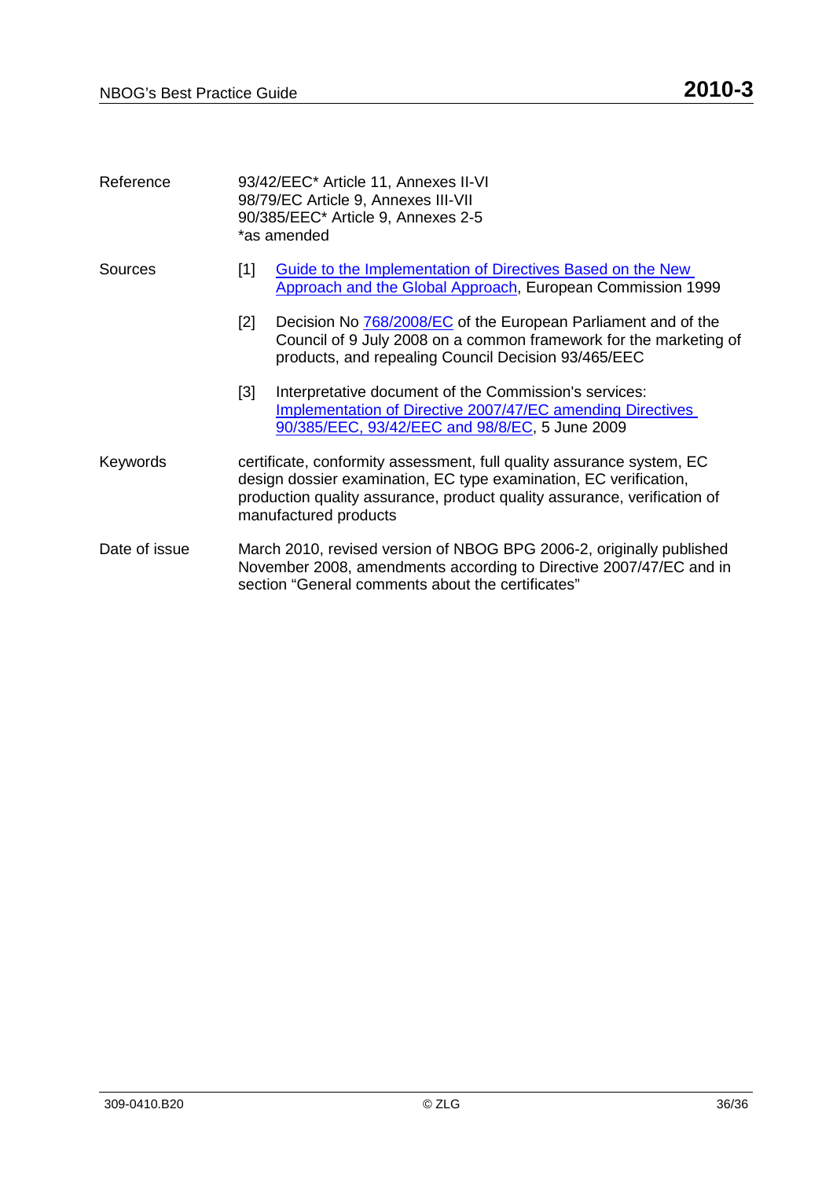| | |
|---|---|
| Reference | 93/42/EEC* Article 11, Annexes II-VI<br>98/79/EC Article 9, Annexes III-VII<br>90/385/EEC* Article 9, Annexes 2-5<br>*as amended |
| Sources | [1] Guide to the Implementation of Directives Based on the New Approach and the Global Approach, European Commission 1999<br><br>[2] Decision No 768/2008/EC of the European Parliament and of the Council of 9 July 2008 on a common framework for the marketing of products, and repealing Council Decision 93/465/EEC<br><br>[3] Interpretative document of the Commission's services: Implementation of Directive 2007/47/EC amending Directives 90/385/EEC, 93/42/EEC and 98/8/EC, 5 June 2009 |
| Keywords | certificate, conformity assessment, full quality assurance system, EC design dossier examination, EC type examination, EC verification, production quality assurance, product quality assurance, verification of manufactured products |
| Date of issue | March 2010, revised version of NBOG BPG 2006-2, originally published November 2008, amendments according to Directive 2007/47/EC and in section “General comments about the certificates” |